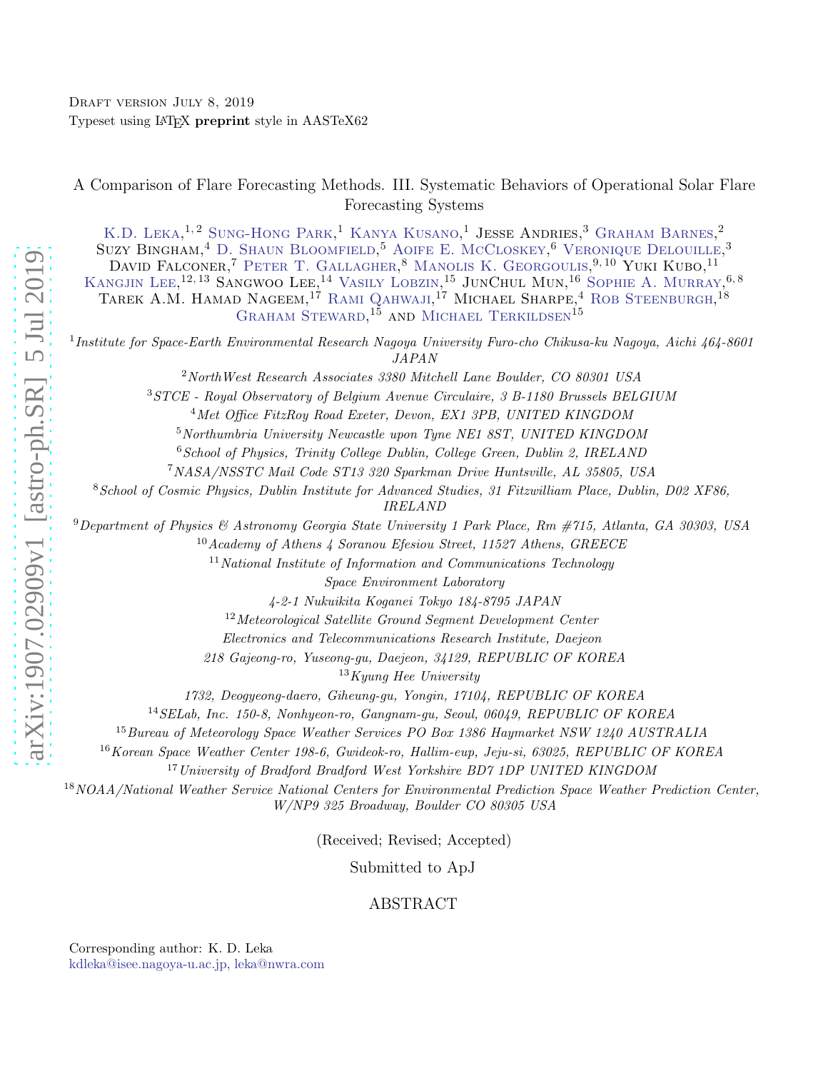Draft version July 8, 2019

Typeset using LaTeX **preprint** style in AASTeX62

# A Comparison of Flare Forecasting Methods. III. Systematic Behaviors of Operational Solar Flare Forecasting Systems

K.D. Leka,[1,2] Sung-Hong Park,[1] Kanya Kusano,[1] Jesse Andries,[3] Graham Barnes,[2] Suzy Bingham,[4] D. Shaun Bloomfield,[5] Aoife E. McCloskey,[6] Veronique Delouille,[3] David Falconer,[7] Peter T. Gallagher,[8] Manolis K. Georgoulis,[9,10] Yuki Kubo,[11] Kangjin Lee,[12,13] Sangwoo Lee,[14] Vasily Lobzin,[15] JunChul Mun,[16] Sophie A. Murray,[6,8] Tarek A.M. Hamad Nageem,[17] Rami Qahwaji,[17] Michael Sharpe,[4] Rob Steenburgh,[18] Graham Steward,[15] and Michael Terkildsen[15]

[1]*Institute for Space-Earth Environmental Research Nagoya University Furo-cho Chikusa-ku Nagoya, Aichi 464-8601 JAPAN*

[2]*NorthWest Research Associates 3380 Mitchell Lane Boulder, CO 80301 USA*

[3]*STCE - Royal Observatory of Belgium Avenue Circulaire, 3 B-1180 Brussels BELGIUM*

[4]*Met Office FitzRoy Road Exeter, Devon, EX1 3PB, UNITED KINGDOM*

[5]*Northumbria University Newcastle upon Tyne NE1 8ST, UNITED KINGDOM*

[6]*School of Physics, Trinity College Dublin, College Green, Dublin 2, IRELAND*

[7]*NASA/NSSTC Mail Code ST13 320 Sparkman Drive Huntsville, AL 35805, USA*

[8]*School of Cosmic Physics, Dublin Institute for Advanced Studies, 31 Fitzwilliam Place, Dublin, D02 XF86, IRELAND*

[9]*Department of Physics & Astronomy Georgia State University 1 Park Place, Rm #715, Atlanta, GA 30303, USA*

[10]*Academy of Athens 4 Soranou Efesiou Street, 11527 Athens, GREECE*

[11]*National Institute of Information and Communications Technology Space Environment Laboratory 4-2-1 Nukuikita Koganei Tokyo 184-8795 JAPAN*

[12]*Meteorological Satellite Ground Segment Development Center Electronics and Telecommunications Research Institute, Daejeon 218 Gajeong-ro, Yuseong-gu, Daejeon, 34129, REPUBLIC OF KOREA*

[13]*Kyung Hee University 1732, Deogyeong-daero, Giheung-gu, Yongin, 17104, REPUBLIC OF KOREA*

[14]*SELab, Inc. 150-8, Nonhyeon-ro, Gangnam-gu, Seoul, 06049, REPUBLIC OF KOREA*

[15]*Bureau of Meteorology Space Weather Services PO Box 1386 Haymarket NSW 1240 AUSTRALIA*

[16]*Korean Space Weather Center 198-6, Gwideok-ro, Hallim-eup, Jeju-si, 63025, REPUBLIC OF KOREA*

[17]*University of Bradford Bradford West Yorkshire BD7 1DP UNITED KINGDOM*

[18]*NOAA/National Weather Service National Centers for Environmental Prediction Space Weather Prediction Center, W/NP9 325 Broadway, Boulder CO 80305 USA*

(Received; Revised; Accepted)

Submitted to ApJ

## ABSTRACT

Corresponding author: K. D. Leka
kdleka@isee.nagoya-u.ac.jp, leka@nwra.com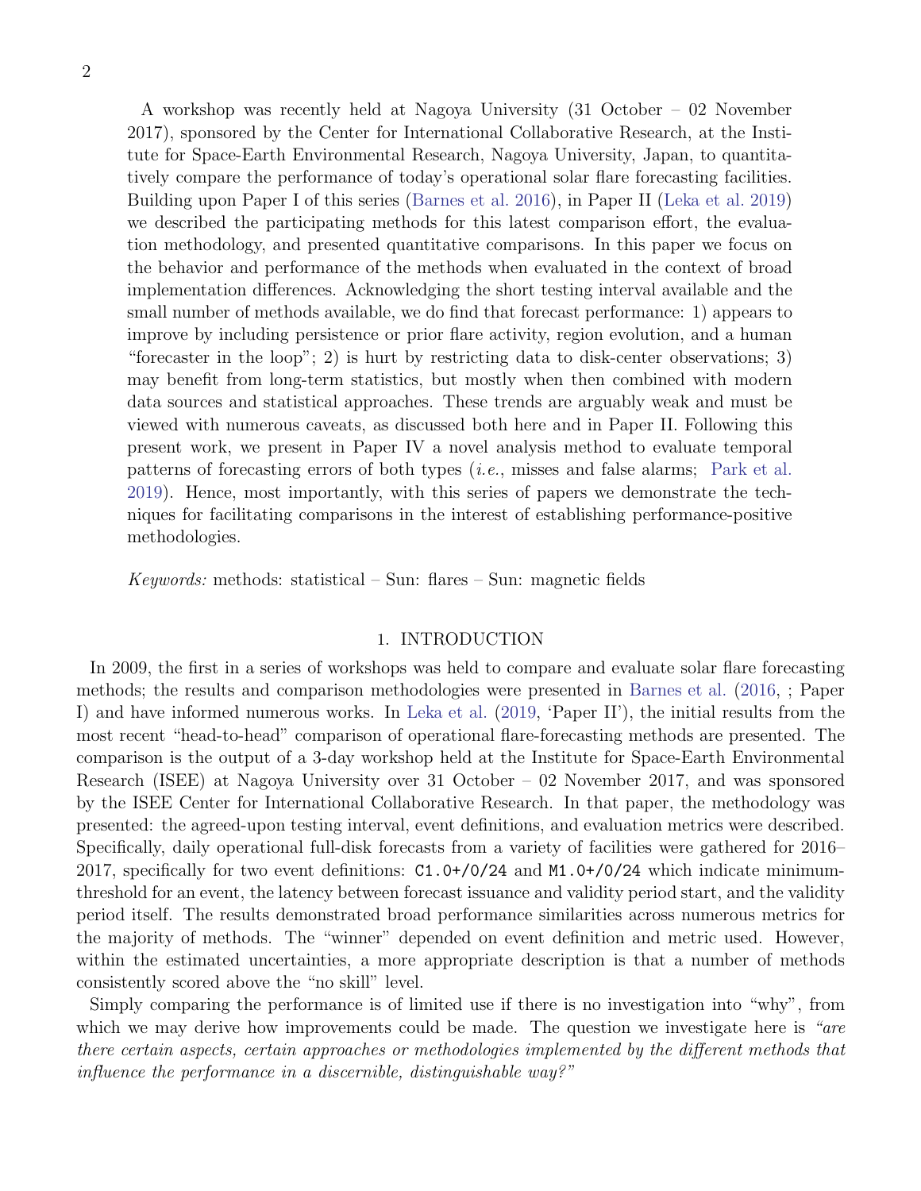A workshop was recently held at Nagoya University (31 October – 02 November 2017), sponsored by the Center for International Collaborative Research, at the Institute for Space-Earth Environmental Research, Nagoya University, Japan, to quantitatively compare the performance of today's operational solar flare forecasting facilities. Building upon Paper I of this series (Barnes et al. 2016), in Paper II (Leka et al. 2019) we described the participating methods for this latest comparison effort, the evaluation methodology, and presented quantitative comparisons. In this paper we focus on the behavior and performance of the methods when evaluated in the context of broad implementation differences. Acknowledging the short testing interval available and the small number of methods available, we do find that forecast performance: 1) appears to improve by including persistence or prior flare activity, region evolution, and a human "forecaster in the loop"; 2) is hurt by restricting data to disk-center observations; 3) may benefit from long-term statistics, but mostly when then combined with modern data sources and statistical approaches. These trends are arguably weak and must be viewed with numerous caveats, as discussed both here and in Paper II. Following this present work, we present in Paper IV a novel analysis method to evaluate temporal patterns of forecasting errors of both types (*i.e.*, misses and false alarms; Park et al. 2019). Hence, most importantly, with this series of papers we demonstrate the techniques for facilitating comparisons in the interest of establishing performance-positive methodologies.

*Keywords:* methods: statistical – Sun: flares – Sun: magnetic fields

## 1. INTRODUCTION

In 2009, the first in a series of workshops was held to compare and evaluate solar flare forecasting methods; the results and comparison methodologies were presented in Barnes et al. (2016, ; Paper I) and have informed numerous works. In Leka et al. (2019, 'Paper II'), the initial results from the most recent "head-to-head" comparison of operational flare-forecasting methods are presented. The comparison is the output of a 3-day workshop held at the Institute for Space-Earth Environmental Research (ISEE) at Nagoya University over 31 October – 02 November 2017, and was sponsored by the ISEE Center for International Collaborative Research. In that paper, the methodology was presented: the agreed-upon testing interval, event definitions, and evaluation metrics were described. Specifically, daily operational full-disk forecasts from a variety of facilities were gathered for 2016–2017, specifically for two event definitions: `C1.0+/0/24` and `M1.0+/0/24` which indicate minimum-threshold for an event, the latency between forecast issuance and validity period start, and the validity period itself. The results demonstrated broad performance similarities across numerous metrics for the majority of methods. The "winner" depended on event definition and metric used. However, within the estimated uncertainties, a more appropriate description is that a number of methods consistently scored above the "no skill" level.

Simply comparing the performance is of limited use if there is no investigation into "why", from which we may derive how improvements could be made. The question we investigate here is *"are there certain aspects, certain approaches or methodologies implemented by the different methods that influence the performance in a discernible, distinguishable way?"*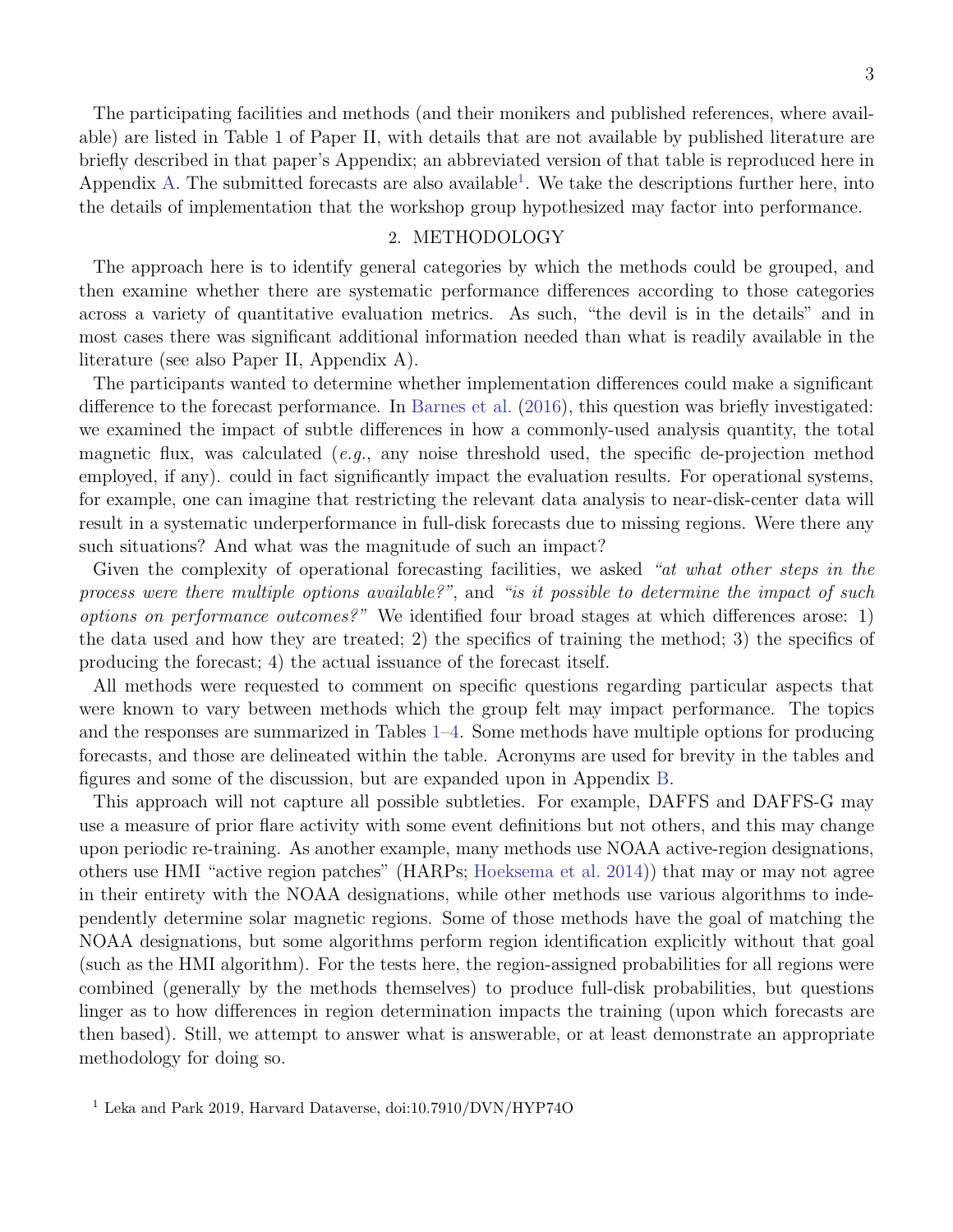The participating facilities and methods (and their monikers and published references, where available) are listed in Table 1 of Paper II, with details that are not available by published literature are briefly described in that paper's Appendix; an abbreviated version of that table is reproduced here in Appendix A. The submitted forecasts are also available[1]. We take the descriptions further here, into the details of implementation that the workshop group hypothesized may factor into performance.

## 2. METHODOLOGY

The approach here is to identify general categories by which the methods could be grouped, and then examine whether there are systematic performance differences according to those categories across a variety of quantitative evaluation metrics. As such, "the devil is in the details" and in most cases there was significant additional information needed than what is readily available in the literature (see also Paper II, Appendix A).

The participants wanted to determine whether implementation differences could make a significant difference to the forecast performance. In Barnes et al. (2016), this question was briefly investigated: we examined the impact of subtle differences in how a commonly-used analysis quantity, the total magnetic flux, was calculated (*e.g.*, any noise threshold used, the specific de-projection method employed, if any). could in fact significantly impact the evaluation results. For operational systems, for example, one can imagine that restricting the relevant data analysis to near-disk-center data will result in a systematic underperformance in full-disk forecasts due to missing regions. Were there any such situations? And what was the magnitude of such an impact?

Given the complexity of operational forecasting facilities, we asked *"at what other steps in the process were there multiple options available?"*, and *"is it possible to determine the impact of such options on performance outcomes?"* We identified four broad stages at which differences arose: 1) the data used and how they are treated; 2) the specifics of training the method; 3) the specifics of producing the forecast; 4) the actual issuance of the forecast itself.

All methods were requested to comment on specific questions regarding particular aspects that were known to vary between methods which the group felt may impact performance. The topics and the responses are summarized in Tables 1–4. Some methods have multiple options for producing forecasts, and those are delineated within the table. Acronyms are used for brevity in the tables and figures and some of the discussion, but are expanded upon in Appendix B.

This approach will not capture all possible subtleties. For example, DAFFS and DAFFS-G may use a measure of prior flare activity with some event definitions but not others, and this may change upon periodic re-training. As another example, many methods use NOAA active-region designations, others use HMI "active region patches" (HARPs; Hoeksema et al. 2014)) that may or may not agree in their entirety with the NOAA designations, while other methods use various algorithms to independently determine solar magnetic regions. Some of those methods have the goal of matching the NOAA designations, but some algorithms perform region identification explicitly without that goal (such as the HMI algorithm). For the tests here, the region-assigned probabilities for all regions were combined (generally by the methods themselves) to produce full-disk probabilities, but questions linger as to how differences in region determination impacts the training (upon which forecasts are then based). Still, we attempt to answer what is answerable, or at least demonstrate an appropriate methodology for doing so.

[1] Leka and Park 2019, Harvard Dataverse, doi:10.7910/DVN/HYP74O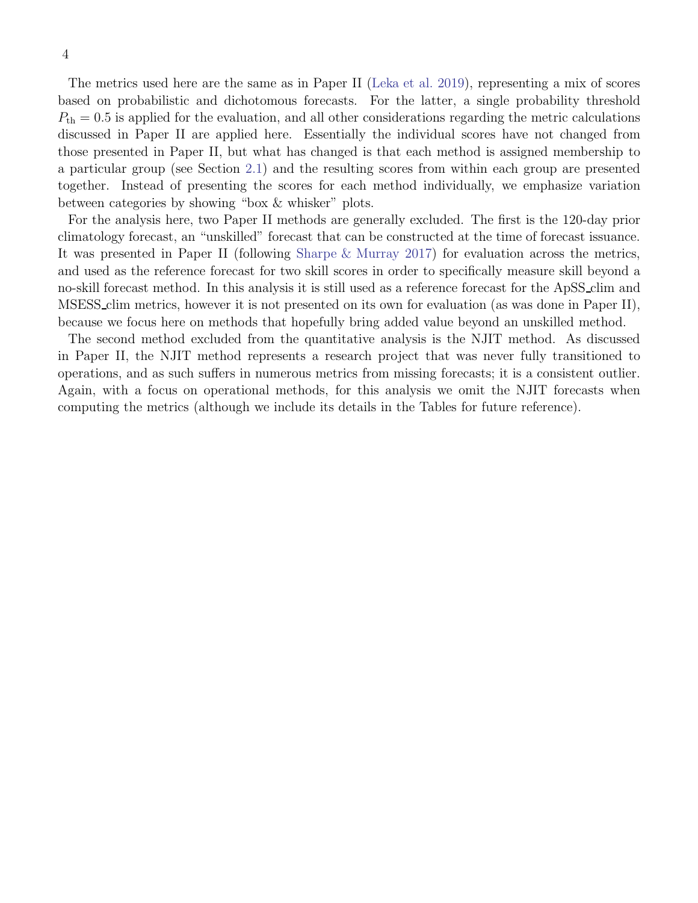The metrics used here are the same as in Paper II (Leka et al. 2019), representing a mix of scores based on probabilistic and dichotomous forecasts. For the latter, a single probability threshold $P_{\text{th}} = 0.5$ is applied for the evaluation, and all other considerations regarding the metric calculations discussed in Paper II are applied here. Essentially the individual scores have not changed from those presented in Paper II, but what has changed is that each method is assigned membership to a particular group (see Section 2.1) and the resulting scores from within each group are presented together. Instead of presenting the scores for each method individually, we emphasize variation between categories by showing "box & whisker" plots.

For the analysis here, two Paper II methods are generally excluded. The first is the 120-day prior climatology forecast, an "unskilled" forecast that can be constructed at the time of forecast issuance. It was presented in Paper II (following Sharpe & Murray 2017) for evaluation across the metrics, and used as the reference forecast for two skill scores in order to specifically measure skill beyond a no-skill forecast method. In this analysis it is still used as a reference forecast for the ApSS_clim and MSESS_clim metrics, however it is not presented on its own for evaluation (as was done in Paper II), because we focus here on methods that hopefully bring added value beyond an unskilled method.

The second method excluded from the quantitative analysis is the NJIT method. As discussed in Paper II, the NJIT method represents a research project that was never fully transitioned to operations, and as such suffers in numerous metrics from missing forecasts; it is a consistent outlier. Again, with a focus on operational methods, for this analysis we omit the NJIT forecasts when computing the metrics (although we include its details in the Tables for future reference).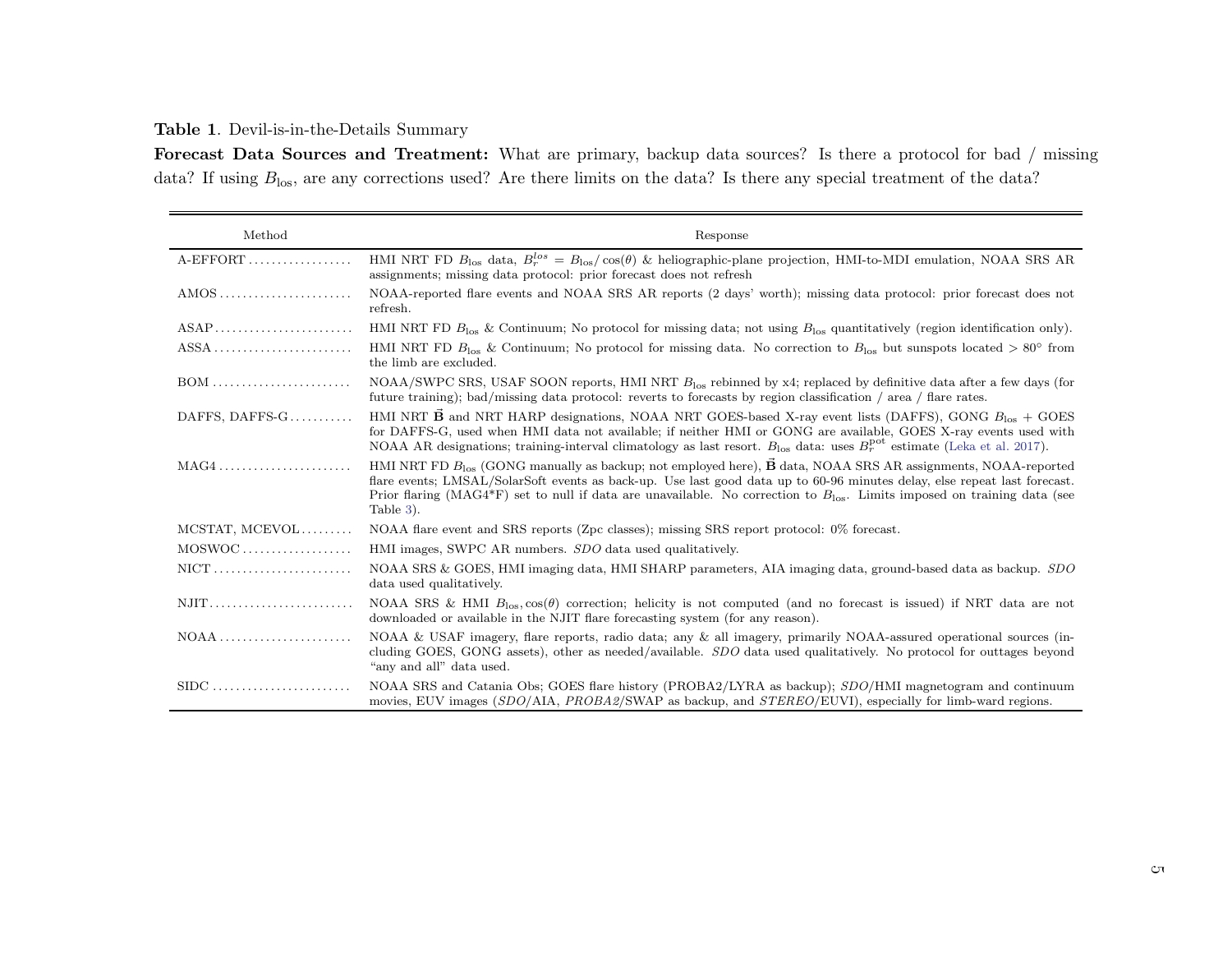**Table 1**. Devil-is-in-the-Details Summary

**Forecast Data Sources and Treatment:** What are primary, backup data sources? Is there a protocol for bad / missing data? If using $B_{\rm los}$, are any corrections used? Are there limits on the data? Is there any special treatment of the data?

| Method | Response |
| --- | --- |
| A-EFFORT | HMI NRT FD $B_{\rm los}$ data, $B_r^{los} = B_{\rm los}/\cos(\theta)$ & heliographic-plane projection, HMI-to-MDI emulation, NOAA SRS AR assignments; missing data protocol: prior forecast does not refresh |
| AMOS | NOAA-reported flare events and NOAA SRS AR reports (2 days' worth); missing data protocol: prior forecast does not refresh. |
| ASAP | HMI NRT FD $B_{\rm los}$ & Continuum; No protocol for missing data; not using $B_{\rm los}$ quantitatively (region identification only). |
| ASSA | HMI NRT FD $B_{\rm los}$ & Continuum; No protocol for missing data. No correction to $B_{\rm los}$ but sunspots located $> 80°$ from the limb are excluded. |
| BOM | NOAA/SWPC SRS, USAF SOON reports, HMI NRT $B_{\rm los}$ rebinned by x4; replaced by definitive data after a few days (for future training); bad/missing data protocol: reverts to forecasts by region classification / area / flare rates. |
| DAFFS, DAFFS-G | HMI NRT $\vec{\mathbf{B}}$ and NRT HARP designations, NOAA NRT GOES-based X-ray event lists (DAFFS), GONG $B_{\rm los}$ + GOES for DAFFS-G, used when HMI data not available; if neither HMI or GONG are available, GOES X-ray events used with NOAA AR designations; training-interval climatology as last resort. $B_{\rm los}$ data: uses $B_r^{\rm pot}$ estimate (Leka et al. 2017). |
| MAG4 | HMI NRT FD $B_{\rm los}$ (GONG manually as backup; not employed here), $\vec{\mathbf{B}}$ data, NOAA SRS AR assignments, NOAA-reported flare events; LMSAL/SolarSoft events as back-up. Use last good data up to 60-96 minutes delay, else repeat last forecast. Prior flaring (MAG4*F) set to null if data are unavailable. No correction to $B_{\rm los}$. Limits imposed on training data (see Table 3). |
| MCSTAT, MCEVOL | NOAA flare event and SRS reports (Zpc classes); missing SRS report protocol: 0% forecast. |
| MOSWOC | HMI images, SWPC AR numbers. *SDO* data used qualitatively. |
| NICT | NOAA SRS & GOES, HMI imaging data, HMI SHARP parameters, AIA imaging data, ground-based data as backup. *SDO* data used qualitatively. |
| NJIT | NOAA SRS & HMI $B_{\rm los}, \cos(\theta)$ correction; helicity is not computed (and no forecast is issued) if NRT data are not downloaded or available in the NJIT flare forecasting system (for any reason). |
| NOAA | NOAA & USAF imagery, flare reports, radio data; any & all imagery, primarily NOAA-assured operational sources (including GOES, GONG assets), other as needed/available. *SDO* data used qualitatively. No protocol for outtages beyond "any and all" data used. |
| SIDC | NOAA SRS and Catania Obs; GOES flare history (PROBA2/LYRA as backup); *SDO*/HMI magnetogram and continuum movies, EUV images (*SDO*/AIA, *PROBA2*/SWAP as backup, and *STEREO*/EUVI), especially for limb-ward regions. |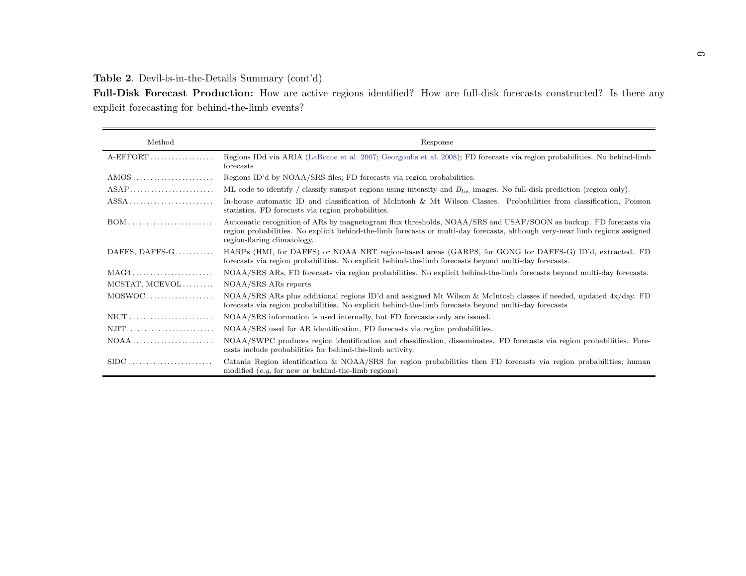**Table 2**. Devil-is-in-the-Details Summary (cont'd)

**Full-Disk Forecast Production:** How are active regions identified? How are full-disk forecasts constructed? Is there any explicit forecasting for behind-the-limb events?

| Method | Response |
|---|---|
| A-EFFORT | Regions IDd via ARIA (LaBonte et al. 2007; Georgoulis et al. 2008); FD forecasts via region probabilities. No behind-limb forecasts |
| AMOS | Regions ID'd by NOAA/SRS files; FD forecasts via region probabilities. |
| ASAP | ML code to identify / classify sunspot regions using intensity and $B_{\rm los}$ images. No full-disk prediction (region only). |
| ASSA | In-house automatic ID and classification of McIntosh & Mt Wilson Classes. Probabilities from classification, Poisson statistics. FD forecasts via region probabilities. |
| BOM | Automatic recognition of ARs by magnetogram flux thresholds, NOAA/SRS and USAF/SOON as backup. FD forecasts via region probabilities. No explicit behind-the-limb forecasts or multi-day forecasts, although very-near limb regions assigned region-flaring climatology. |
| DAFFS, DAFFS-G | HARPs (HMI, for DAFFS) or NOAA NRT region-based areas (GARPS, for GONG for DAFFS-G) ID'd, extracted. FD forecasts via region probabilities. No explicit behind-the-limb forecasts beyond multi-day forecasts. |
| MAG4 | NOAA/SRS ARs, FD forecasts via region probabilities. No explicit behind-the-limb forecasts beyond multi-day forecasts. |
| MCSTAT, MCEVOL | NOAA/SRS ARs reports |
| MOSWOC | NOAA/SRS ARs plus additional regions ID'd and assigned Mt Wilson & McIntosh classes if needed, updated 4x/day. FD forecasts via region probabilities. No explicit behind-the-limb forecasts beyond multi-day forecasts |
| NICT | NOAA/SRS information is used internally, but FD forecasts only are issued. |
| NJIT | NOAA/SRS used for AR identification, FD forecasts via region probabilities. |
| NOAA | NOAA/SWPC produces region identification and classification, disseminates. FD forecasts via region probabilities. Forecasts include probabilities for behind-the-limb activity. |
| SIDC | Catania Region identification & NOAA/SRS for region probabilities then FD forecasts via region probabilities, human modified (*e.g*, for new or behind-the-limb regions) |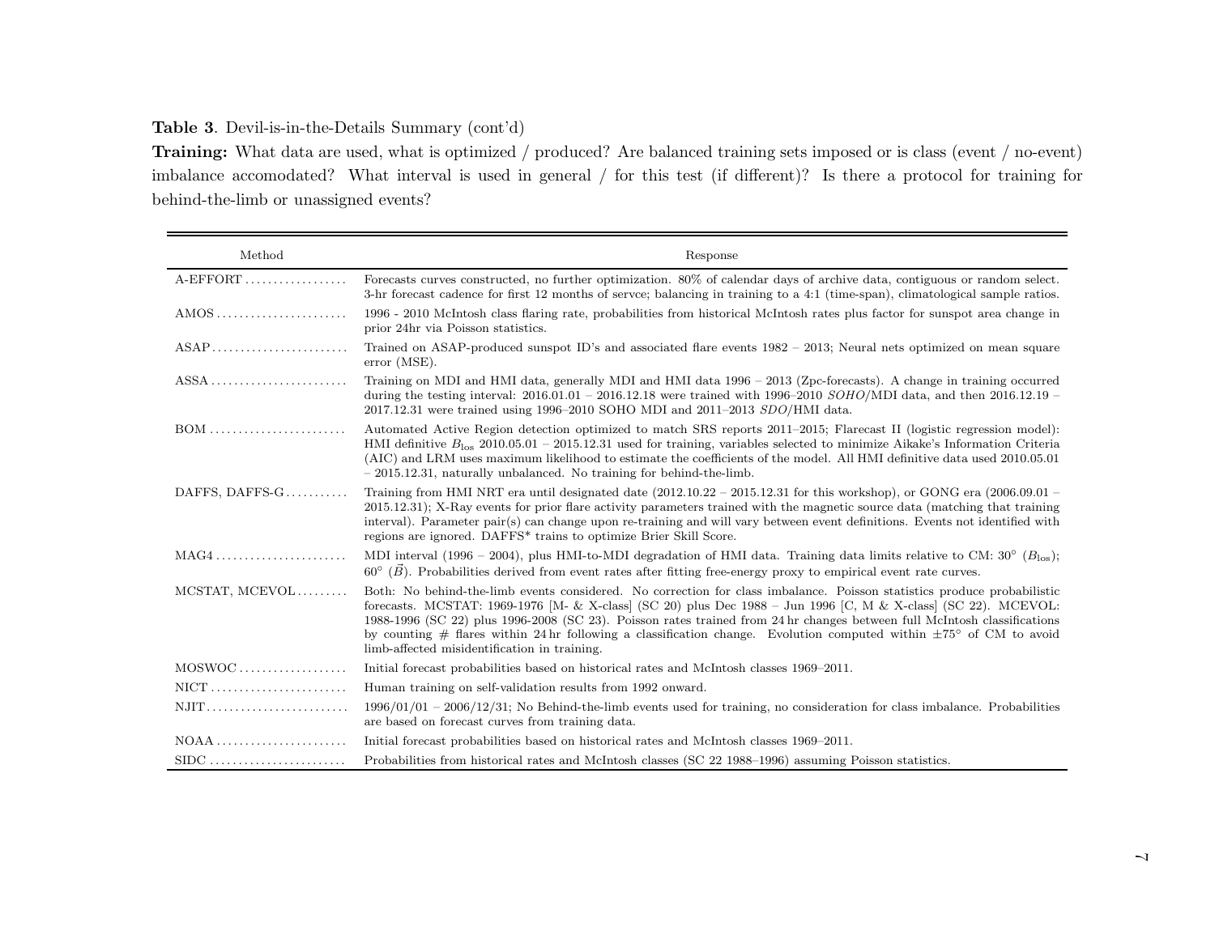**Table 3**. Devil-is-in-the-Details Summary (cont'd)

**Training:** What data are used, what is optimized / produced? Are balanced training sets imposed or is class (event / no-event) imbalance accomodated? What interval is used in general / for this test (if different)? Is there a protocol for training for behind-the-limb or unassigned events?

| Method | Response |
|---|---|
| A-EFFORT | Forecasts curves constructed, no further optimization. 80% of calendar days of archive data, contiguous or random select. 3-hr forecast cadence for first 12 months of servce; balancing in training to a 4:1 (time-span), climatological sample ratios. |
| AMOS | 1996 - 2010 McIntosh class flaring rate, probabilities from historical McIntosh rates plus factor for sunspot area change in prior 24hr via Poisson statistics. |
| ASAP | Trained on ASAP-produced sunspot ID's and associated flare events 1982 – 2013; Neural nets optimized on mean square error (MSE). |
| ASSA | Training on MDI and HMI data, generally MDI and HMI data 1996 – 2013 (Zpc-forecasts). A change in training occurred during the testing interval: 2016.01.01 – 2016.12.18 were trained with 1996–2010 *SOHO*/MDI data, and then 2016.12.19 – 2017.12.31 were trained using 1996–2010 SOHO MDI and 2011–2013 *SDO*/HMI data. |
| BOM | Automated Active Region detection optimized to match SRS reports 2011–2015; Flarecast II (logistic regression model): HMI definitive $B_{\rm los}$ 2010.05.01 – 2015.12.31 used for training, variables selected to minimize Aikake's Information Criteria (AIC) and LRM uses maximum likelihood to estimate the coefficients of the model. All HMI definitive data used 2010.05.01 – 2015.12.31, naturally unbalanced. No training for behind-the-limb. |
| DAFFS, DAFFS-G | Training from HMI NRT era until designated date (2012.10.22 – 2015.12.31 for this workshop), or GONG era (2006.09.01 – 2015.12.31); X-Ray events for prior flare activity parameters trained with the magnetic source data (matching that training interval). Parameter pair(s) can change upon re-training and will vary between event definitions. Events not identified with regions are ignored. DAFFS* trains to optimize Brier Skill Score. |
| MAG4 | MDI interval (1996 – 2004), plus HMI-to-MDI degradation of HMI data. Training data limits relative to CM: 30° ($B_{\rm los}$); 60° ($\vec{B}$). Probabilities derived from event rates after fitting free-energy proxy to empirical event rate curves. |
| MCSTAT, MCEVOL | Both: No behind-the-limb events considered. No correction for class imbalance. Poisson statistics produce probabilistic forecasts. MCSTAT: 1969-1976 [M- & X-class] (SC 20) plus Dec 1988 – Jun 1996 [C, M & X-class] (SC 22). MCEVOL: 1988-1996 (SC 22) plus 1996-2008 (SC 23). Poisson rates trained from 24 hr changes between full McIntosh classifications by counting # flares within 24 hr following a classification change. Evolution computed within ±75° of CM to avoid limb-affected misidentification in training. |
| MOSWOC | Initial forecast probabilities based on historical rates and McIntosh classes 1969–2011. |
| NICT | Human training on self-validation results from 1992 onward. |
| NJIT | 1996/01/01 – 2006/12/31; No Behind-the-limb events used for training, no consideration for class imbalance. Probabilities are based on forecast curves from training data. |
| NOAA | Initial forecast probabilities based on historical rates and McIntosh classes 1969–2011. |
| SIDC | Probabilities from historical rates and McIntosh classes (SC 22 1988–1996) assuming Poisson statistics. |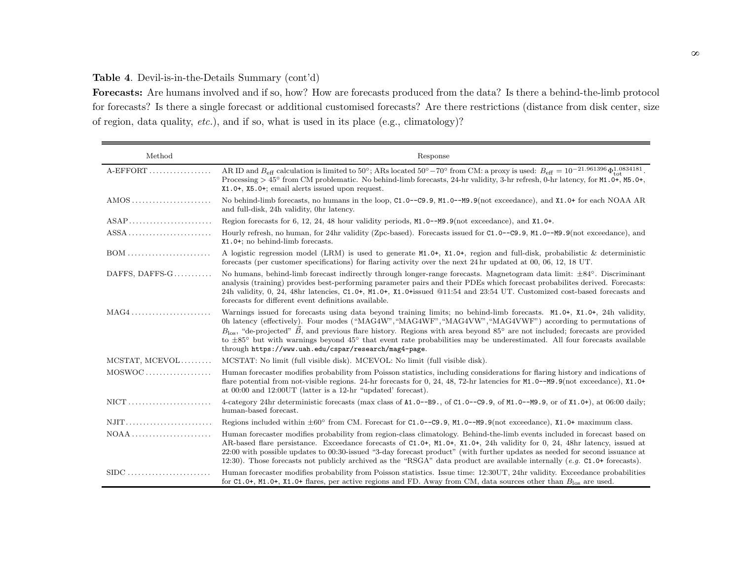**Table 4**. Devil-is-in-the-Details Summary (cont'd)

**Forecasts:** Are humans involved and if so, how? How are forecasts produced from the data? Is there a behind-the-limb protocol for forecasts? Is there a single forecast or additional customised forecasts? Are there restrictions (distance from disk center, size of region, data quality, *etc.*), and if so, what is used in its place (e.g., climatology)?

| Method | Response |
|---|---|
| A-EFFORT | AR ID and $B_{\rm eff}$ calculation is limited to 50°; ARs located 50°−70° from CM: a proxy is used: $B_{\rm eff} = 10^{-21.961396}\Phi_{\rm tot}^{1.0834181}$. Processing > 45° from CM problematic. No behind-limb forecasts, 24-hr validity, 3-hr refresh, 0-hr latency, for `M1.0+`, `M5.0+`, `X1.0+`, `X5.0+`; email alerts issued upon request. |
| AMOS | No behind-limb forecasts, no humans in the loop, `C1.0--C9.9`, `M1.0--M9.9`(not exceedance), and `X1.0+` for each NOAA AR and full-disk, 24h validity, 0hr latency. |
| ASAP | Region forecasts for 6, 12, 24, 48 hour validity periods, `M1.0--M9.9`(not exceedance), and `X1.0+`. |
| ASSA | Hourly refresh, no human, for 24hr validity (Zpc-based). Forecasts issued for `C1.0--C9.9`, `M1.0--M9.9`(not exceedance), and `X1.0+`; no behind-limb forecasts. |
| BOM | A logistic regression model (LRM) is used to generate `M1.0+`, `X1.0+`, region and full-disk, probabilistic & deterministic forecasts (per customer specifications) for flaring activity over the next 24 hr updated at 00, 06, 12, 18 UT. |
| DAFFS, DAFFS-G | No humans, behind-limb forecast indirectly through longer-range forecasts. Magnetogram data limit: ±84°. Discriminant analysis (training) provides best-performing parameter pairs and their PDEs which forecast probabilites derived. Forecasts: 24h validity, 0, 24, 48hr latencies, `C1.0+`, `M1.0+`, `X1.0+`issued @11:54 and 23:54 UT. Customized cost-based forecasts and forecasts for different event definitions available. |
| MAG4 | Warnings issued for forecasts using data beyond training limits; no behind-limb forecasts. `M1.0+`, `X1.0+`, 24h validity, 0h latency (effectively). Four modes ("MAG4W","MAG4WF","MAG4VW","MAG4VWF") according to permutations of $B_{\rm los}$, "de-projected" $\vec{B}$, and previous flare history. Regions with area beyond 85° are not included; forecasts are provided to ±85° but with warnings beyond 45° that event rate probabilities may be underestimated. All four forecasts available through `https://www.uah.edu/cspar/research/mag4-page`. |
| MCSTAT, MCEVOL | MCSTAT: No limit (full visible disk). MCEVOL: No limit (full visible disk). |
| MOSWOC | Human forecaster modifies probability from Poisson statistics, including considerations for flaring history and indications of flare potential from not-visible regions. 24-hr forecasts for 0, 24, 48, 72-hr latencies for `M1.0--M9.9`(not exceedance), `X1.0+` at 00:00 and 12:00UT (latter is a 12-hr "updated' forecast). |
| NICT | 4-category 24hr deterministic forecasts (max class of `A1.0--B9.`, of `C1.0--C9.9`, of `M1.0--M9.9`, or of `X1.0+`), at 06:00 daily; human-based forecast. |
| NJIT | Regions included within ±60° from CM. Forecast for `C1.0--C9.9`, `M1.0--M9.9`(not exceedance), `X1.0+` maximum class. |
| NOAA | Human forecaster modifies probability from region-class climatology. Behind-the-limb events included in forecast based on AR-based flare persistance. Exceedance forecasts of `C1.0+`, `M1.0+`, `X1.0+`, 24h validity for 0, 24, 48hr latency, issued at 22:00 with possible updates to 00:30-issued "3-day forecast product" (with further updates as needed for second issuance at 12:30). Those forecasts not publicly archived as the "RSGA" data product are available internally (*e.g.* `C1.0+` forecasts). |
| SIDC | Human forecaster modifies probability from Poisson statistics. Issue time: 12:30UT, 24hr validity. Exceedance probabilities for `C1.0+`, `M1.0+`, `X1.0+` flares, per active regions and FD. Away from CM, data sources other than $B_{\rm los}$ are used. |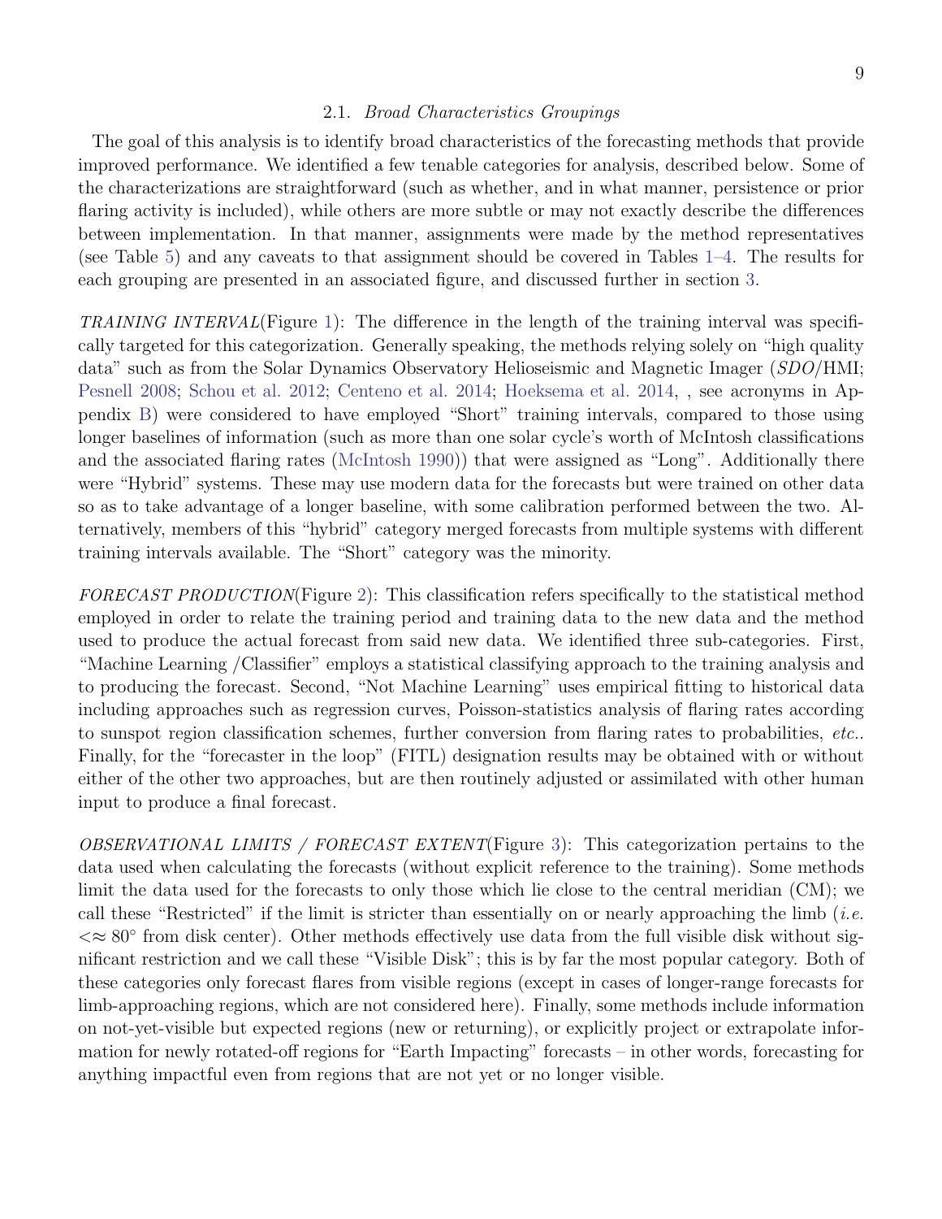### 2.1. *Broad Characteristics Groupings*

The goal of this analysis is to identify broad characteristics of the forecasting methods that provide improved performance. We identified a few tenable categories for analysis, described below. Some of the characterizations are straightforward (such as whether, and in what manner, persistence or prior flaring activity is included), while others are more subtle or may not exactly describe the differences between implementation. In that manner, assignments were made by the method representatives (see Table 5) and any caveats to that assignment should be covered in Tables 1–4. The results for each grouping are presented in an associated figure, and discussed further in section 3.

*TRAINING INTERVAL*(Figure 1): The difference in the length of the training interval was specifically targeted for this categorization. Generally speaking, the methods relying solely on "high quality data" such as from the Solar Dynamics Observatory Helioseismic and Magnetic Imager (*SDO*/HMI; Pesnell 2008; Schou et al. 2012; Centeno et al. 2014; Hoeksema et al. 2014, , see acronyms in Appendix B) were considered to have employed "Short" training intervals, compared to those using longer baselines of information (such as more than one solar cycle's worth of McIntosh classifications and the associated flaring rates (McIntosh 1990)) that were assigned as "Long". Additionally there were "Hybrid" systems. These may use modern data for the forecasts but were trained on other data so as to take advantage of a longer baseline, with some calibration performed between the two. Alternatively, members of this "hybrid" category merged forecasts from multiple systems with different training intervals available. The "Short" category was the minority.

*FORECAST PRODUCTION*(Figure 2): This classification refers specifically to the statistical method employed in order to relate the training period and training data to the new data and the method used to produce the actual forecast from said new data. We identified three sub-categories. First, "Machine Learning /Classifier" employs a statistical classifying approach to the training analysis and to producing the forecast. Second, "Not Machine Learning" uses empirical fitting to historical data including approaches such as regression curves, Poisson-statistics analysis of flaring rates according to sunspot region classification schemes, further conversion from flaring rates to probabilities, *etc.*. Finally, for the "forecaster in the loop" (FITL) designation results may be obtained with or without either of the other two approaches, but are then routinely adjusted or assimilated with other human input to produce a final forecast.

*OBSERVATIONAL LIMITS / FORECAST EXTENT*(Figure 3): This categorization pertains to the data used when calculating the forecasts (without explicit reference to the training). Some methods limit the data used for the forecasts to only those which lie close to the central meridian (CM); we call these "Restricted" if the limit is stricter than essentially on or nearly approaching the limb (*i.e.* $<\approx 80^{\circ}$ from disk center). Other methods effectively use data from the full visible disk without significant restriction and we call these "Visible Disk"; this is by far the most popular category. Both of these categories only forecast flares from visible regions (except in cases of longer-range forecasts for limb-approaching regions, which are not considered here). Finally, some methods include information on not-yet-visible but expected regions (new or returning), or explicitly project or extrapolate information for newly rotated-off regions for "Earth Impacting" forecasts – in other words, forecasting for anything impactful even from regions that are not yet or no longer visible.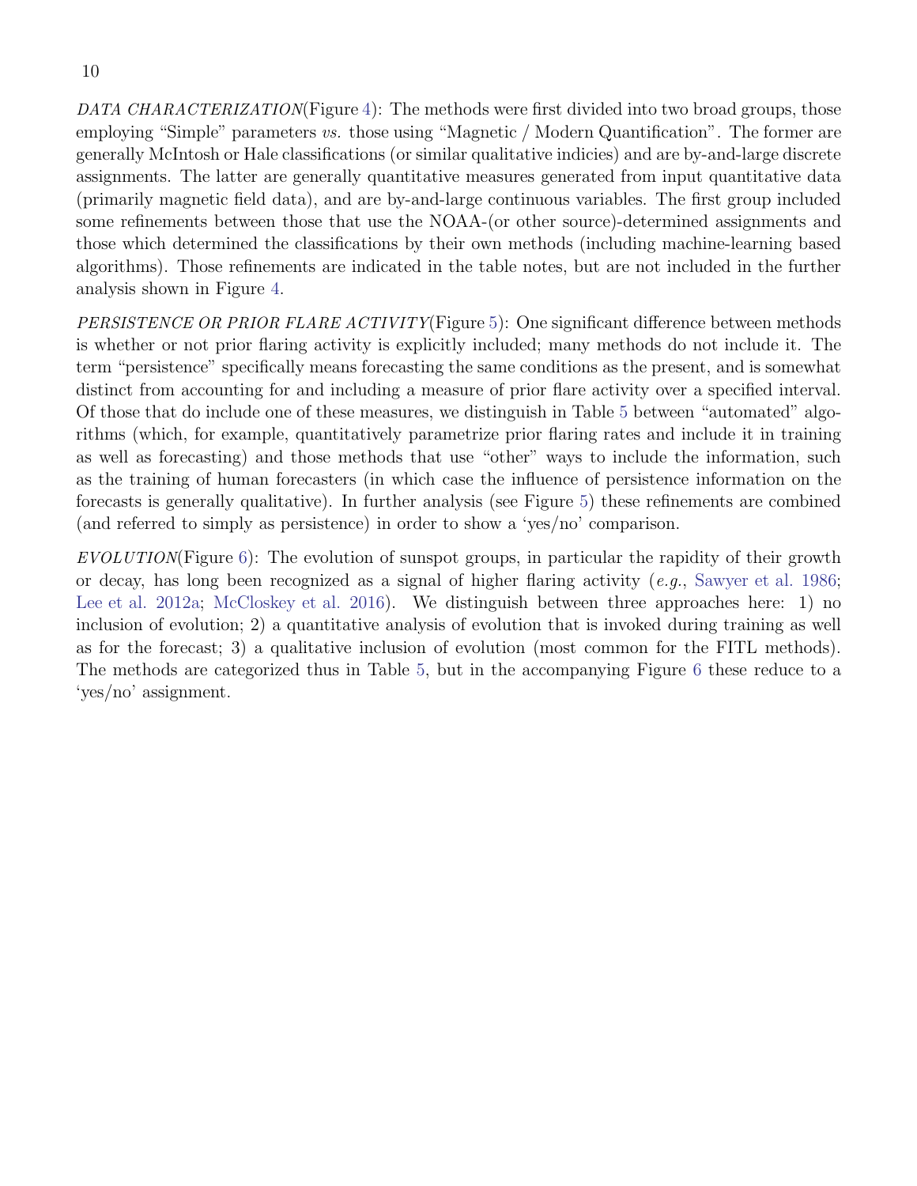*DATA CHARACTERIZATION*(Figure 4): The methods were first divided into two broad groups, those employing "Simple" parameters *vs.* those using "Magnetic / Modern Quantification". The former are generally McIntosh or Hale classifications (or similar qualitative indicies) and are by-and-large discrete assignments. The latter are generally quantitative measures generated from input quantitative data (primarily magnetic field data), and are by-and-large continuous variables. The first group included some refinements between those that use the NOAA-(or other source)-determined assignments and those which determined the classifications by their own methods (including machine-learning based algorithms). Those refinements are indicated in the table notes, but are not included in the further analysis shown in Figure 4.

*PERSISTENCE OR PRIOR FLARE ACTIVITY*(Figure 5): One significant difference between methods is whether or not prior flaring activity is explicitly included; many methods do not include it. The term "persistence" specifically means forecasting the same conditions as the present, and is somewhat distinct from accounting for and including a measure of prior flare activity over a specified interval. Of those that do include one of these measures, we distinguish in Table 5 between "automated" algorithms (which, for example, quantitatively parametrize prior flaring rates and include it in training as well as forecasting) and those methods that use "other" ways to include the information, such as the training of human forecasters (in which case the influence of persistence information on the forecasts is generally qualitative). In further analysis (see Figure 5) these refinements are combined (and referred to simply as persistence) in order to show a 'yes/no' comparison.

*EVOLUTION*(Figure 6): The evolution of sunspot groups, in particular the rapidity of their growth or decay, has long been recognized as a signal of higher flaring activity (*e.g.*, Sawyer et al. 1986; Lee et al. 2012a; McCloskey et al. 2016). We distinguish between three approaches here: 1) no inclusion of evolution; 2) a quantitative analysis of evolution that is invoked during training as well as for the forecast; 3) a qualitative inclusion of evolution (most common for the FITL methods). The methods are categorized thus in Table 5, but in the accompanying Figure 6 these reduce to a 'yes/no' assignment.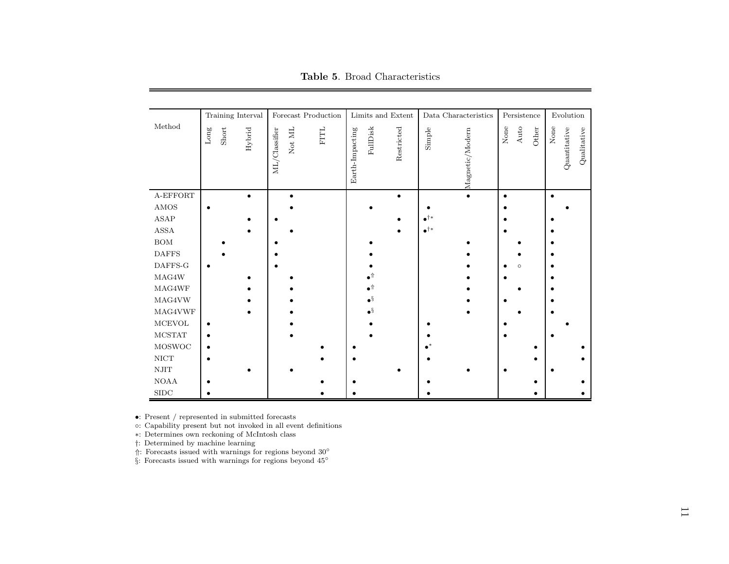**Table 5**. Broad Characteristics

| Method | Training Interval | | | Forecast Production | | | Limits and Extent | | | Data Characteristics | | Persistence | | | Evolution | | |
|---|---|---|---|---|---|---|---|---|---|---|---|---|---|---|---|---|---|
| | Long | Short | Hybrid | ML/Classifier | Not ML | FITL | Earth-Impacting | FullDisk | Restricted | Simple | Magnetic/Modern | None | Auto | Other | None | Quantitative | Qualitative |
| A-EFFORT | | | • | | • | | | | • | | • | • | | | • | | |
| AMOS | • | | | | • | | | • | | • | | • | | | | • | |
| ASAP | | | • | • | | | | | • | •[†∗] | | • | | | • | | |
| ASSA | | | • | | • | | | | • | •[†∗] | | • | | | • | | |
| BOM | | • | | • | | | | • | | | • | | • | | • | | |
| DAFFS | | • | | • | | | | • | | | • | | • | | • | | |
| DAFFS-G | • | | | • | | | | • | | | • | • | ◦ | | • | | |
| MAG4W | | | • | | • | | | •[⤊] | | | • | • | | | • | | |
| MAG4WF | | | • | | • | | | •[⤊] | | | • | | • | | • | | |
| MAG4VW | | | • | | • | | | •[§] | | | • | • | | | • | | |
| MAG4VWF | | | • | | • | | | •[§] | | | • | | • | | • | | |
| MCEVOL | • | | | | • | | | • | | • | | • | | | | • | |
| MCSTAT | • | | | | • | | | • | | • | | • | | | • | | |
| MOSWOC | • | | | | | • | • | | | •[∗] | | | | • | | | • |
| NICT | • | | | | | • | • | | | • | | | | • | | | • |
| NJIT | | | • | | • | | | | • | | • | • | | | • | | |
| NOAA | • | | | | | • | • | | | • | | | | • | | | • |
| SIDC | • | | | | | • | • | | | • | | | | • | | | • |

•: Present / represented in submitted forecasts
◦: Capability present but not invoked in all event definitions
∗: Determines own reckoning of McIntosh class
†: Determined by machine learning
⤊: Forecasts issued with warnings for regions beyond 30°
§: Forecasts issued with warnings for regions beyond 45°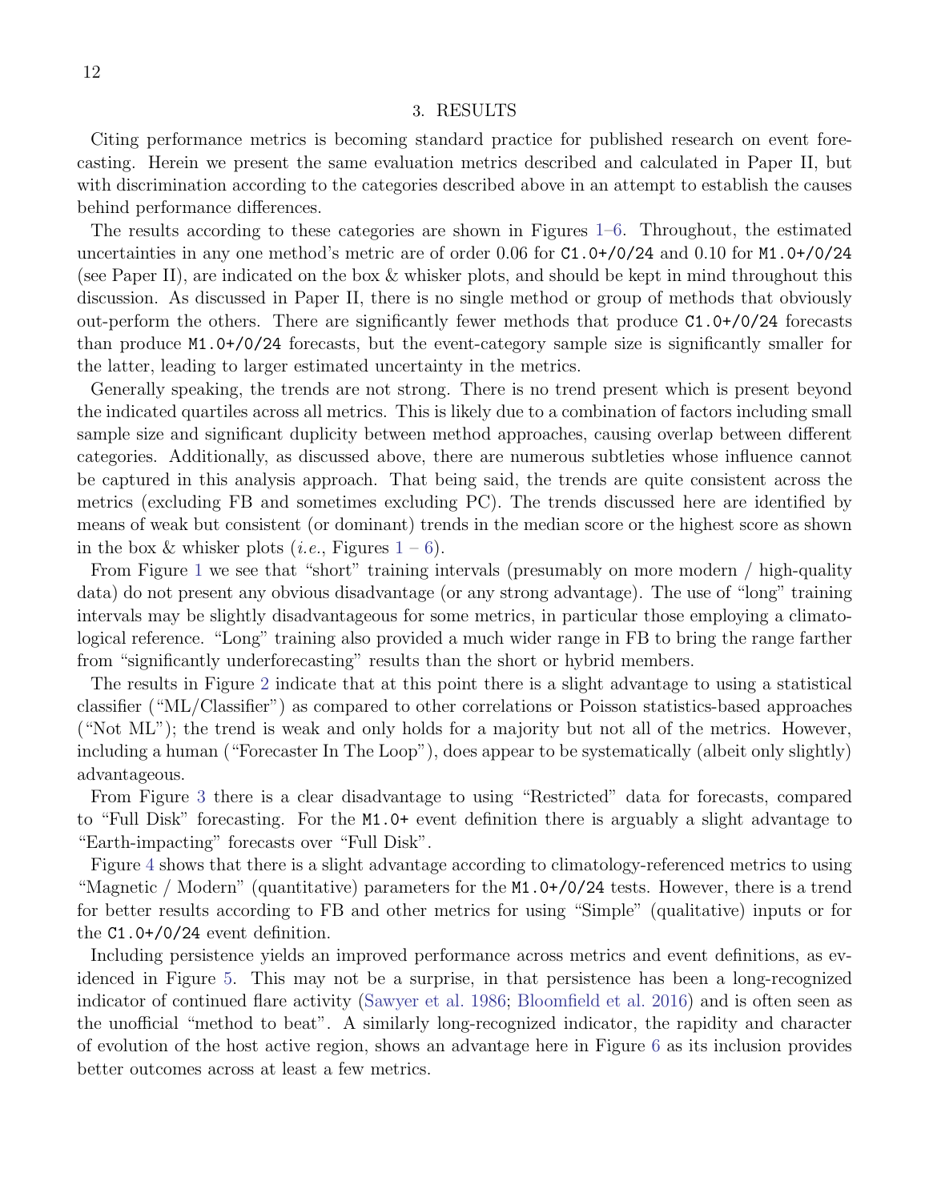## 3. RESULTS

Citing performance metrics is becoming standard practice for published research on event forecasting. Herein we present the same evaluation metrics described and calculated in Paper II, but with discrimination according to the categories described above in an attempt to establish the causes behind performance differences.

The results according to these categories are shown in Figures 1–6. Throughout, the estimated uncertainties in any one method's metric are of order 0.06 for `C1.0+/0/24` and 0.10 for `M1.0+/0/24` (see Paper II), are indicated on the box & whisker plots, and should be kept in mind throughout this discussion. As discussed in Paper II, there is no single method or group of methods that obviously out-perform the others. There are significantly fewer methods that produce `C1.0+/0/24` forecasts than produce `M1.0+/0/24` forecasts, but the event-category sample size is significantly smaller for the latter, leading to larger estimated uncertainty in the metrics.

Generally speaking, the trends are not strong. There is no trend present which is present beyond the indicated quartiles across all metrics. This is likely due to a combination of factors including small sample size and significant duplicity between method approaches, causing overlap between different categories. Additionally, as discussed above, there are numerous subtleties whose influence cannot be captured in this analysis approach. That being said, the trends are quite consistent across the metrics (excluding FB and sometimes excluding PC). The trends discussed here are identified by means of weak but consistent (or dominant) trends in the median score or the highest score as shown in the box & whisker plots (*i.e.*, Figures 1 – 6).

From Figure 1 we see that "short" training intervals (presumably on more modern / high-quality data) do not present any obvious disadvantage (or any strong advantage). The use of "long" training intervals may be slightly disadvantageous for some metrics, in particular those employing a climatological reference. "Long" training also provided a much wider range in FB to bring the range farther from "significantly underforecasting" results than the short or hybrid members.

The results in Figure 2 indicate that at this point there is a slight advantage to using a statistical classifier ("ML/Classifier") as compared to other correlations or Poisson statistics-based approaches ("Not ML"); the trend is weak and only holds for a majority but not all of the metrics. However, including a human ("Forecaster In The Loop"), does appear to be systematically (albeit only slightly) advantageous.

From Figure 3 there is a clear disadvantage to using "Restricted" data for forecasts, compared to "Full Disk" forecasting. For the `M1.0+` event definition there is arguably a slight advantage to "Earth-impacting" forecasts over "Full Disk".

Figure 4 shows that there is a slight advantage according to climatology-referenced metrics to using "Magnetic / Modern" (quantitative) parameters for the `M1.0+/0/24` tests. However, there is a trend for better results according to FB and other metrics for using "Simple" (qualitative) inputs or for the `C1.0+/0/24` event definition.

Including persistence yields an improved performance across metrics and event definitions, as evidenced in Figure 5. This may not be a surprise, in that persistence has been a long-recognized indicator of continued flare activity (Sawyer et al. 1986; Bloomfield et al. 2016) and is often seen as the unofficial "method to beat". A similarly long-recognized indicator, the rapidity and character of evolution of the host active region, shows an advantage here in Figure 6 as its inclusion provides better outcomes across at least a few metrics.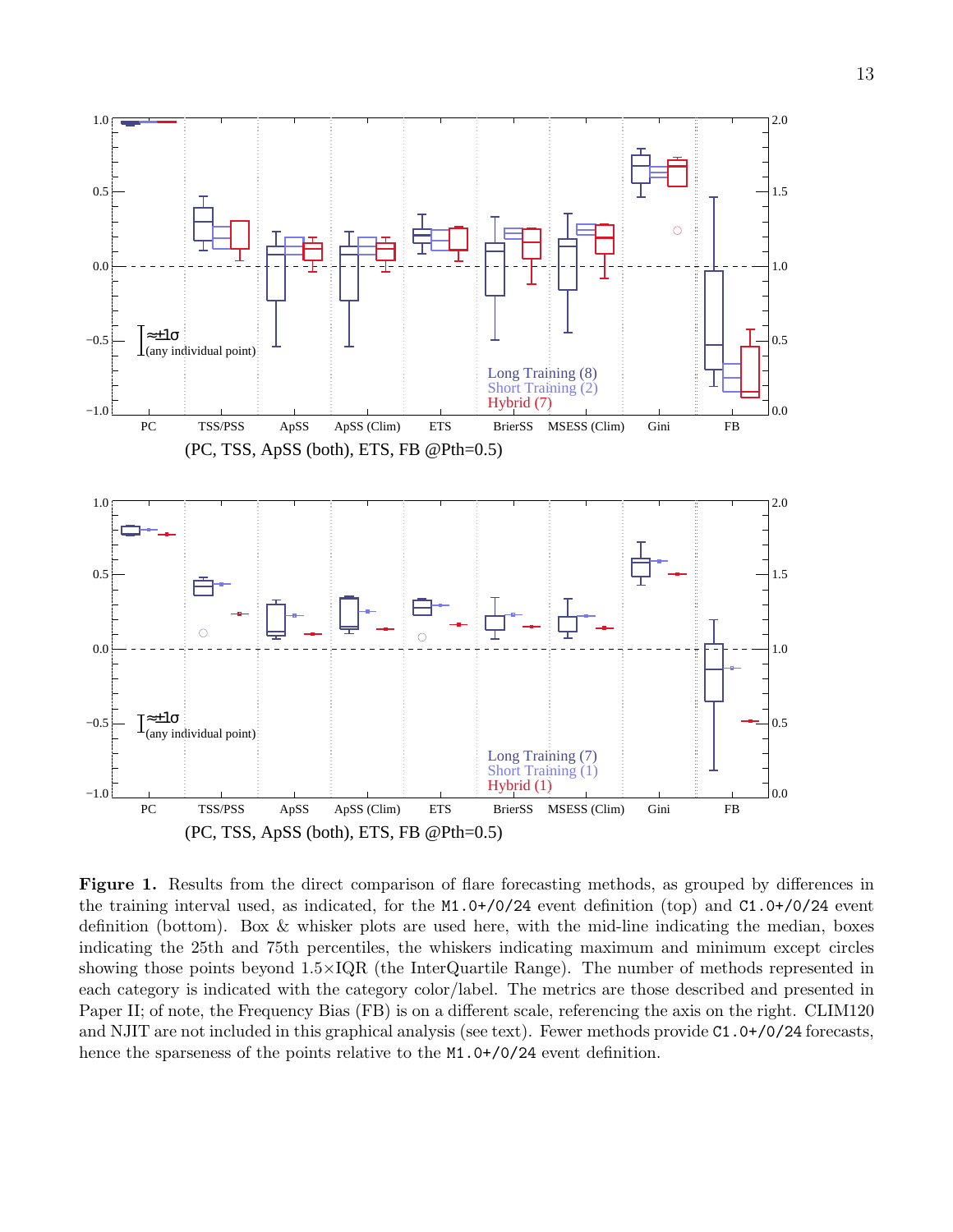**Figure 1.** Results from the direct comparison of flare forecasting methods, as grouped by differences in the training interval used, as indicated, for the `M1.0+/0/24` event definition (top) and `C1.0+/0/24` event definition (bottom). Box & whisker plots are used here, with the mid-line indicating the median, boxes indicating the 25th and 75th percentiles, the whiskers indicating maximum and minimum except circles showing those points beyond 1.5×IQR (the InterQuartile Range). The number of methods represented in each category is indicated with the category color/label. The metrics are those described and presented in Paper II; of note, the Frequency Bias (FB) is on a different scale, referencing the axis on the right. CLIM120 and NJIT are not included in this graphical analysis (see text). Fewer methods provide `C1.0+/0/24` forecasts, hence the sparseness of the points relative to the `M1.0+/0/24` event definition.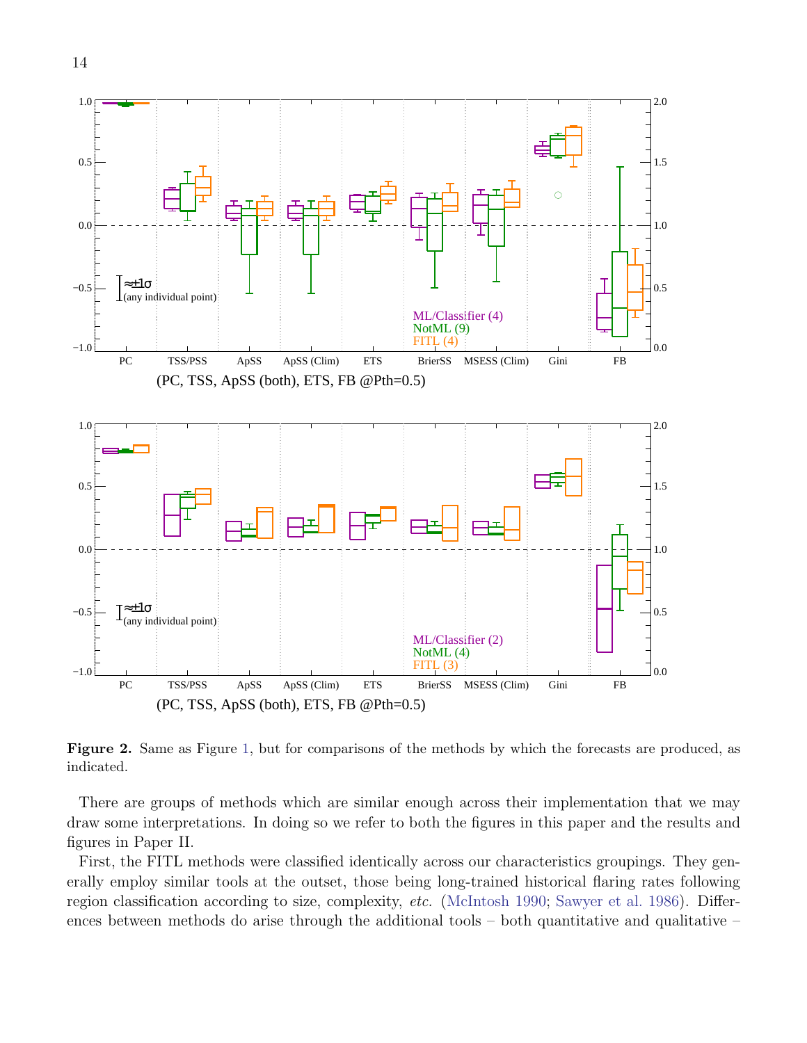**Figure 2.** Same as Figure 1, but for comparisons of the methods by which the forecasts are produced, as indicated.

There are groups of methods which are similar enough across their implementation that we may draw some interpretations. In doing so we refer to both the figures in this paper and the results and figures in Paper II.

First, the FITL methods were classified identically across our characteristics groupings. They generally employ similar tools at the outset, those being long-trained historical flaring rates following region classification according to size, complexity, *etc.* (McIntosh 1990; Sawyer et al. 1986). Differences between methods do arise through the additional tools – both quantitative and qualitative –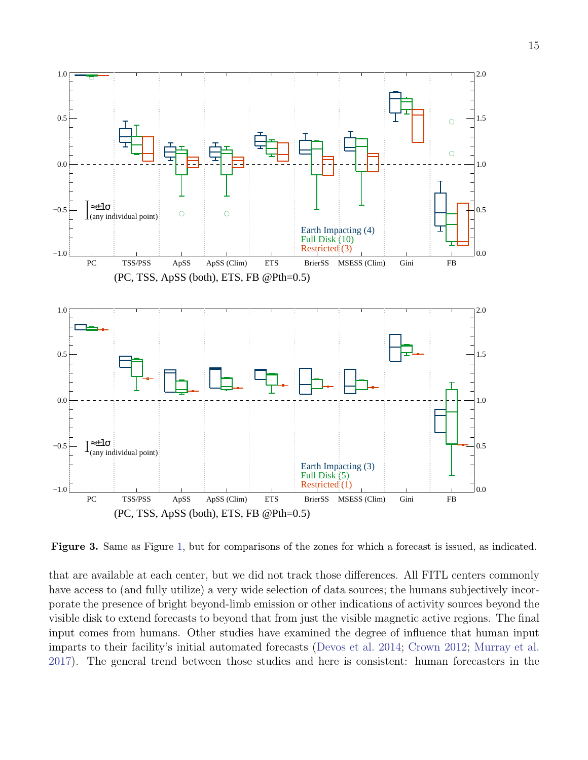**Figure 3.** Same as Figure 1, but for comparisons of the zones for which a forecast is issued, as indicated.

that are available at each center, but we did not track those differences. All FITL centers commonly have access to (and fully utilize) a very wide selection of data sources; the humans subjectively incorporate the presence of bright beyond-limb emission or other indications of activity sources beyond the visible disk to extend forecasts to beyond that from just the visible magnetic active regions. The final input comes from humans. Other studies have examined the degree of influence that human input imparts to their facility's initial automated forecasts (Devos et al. 2014; Crown 2012; Murray et al. 2017). The general trend between those studies and here is consistent: human forecasters in the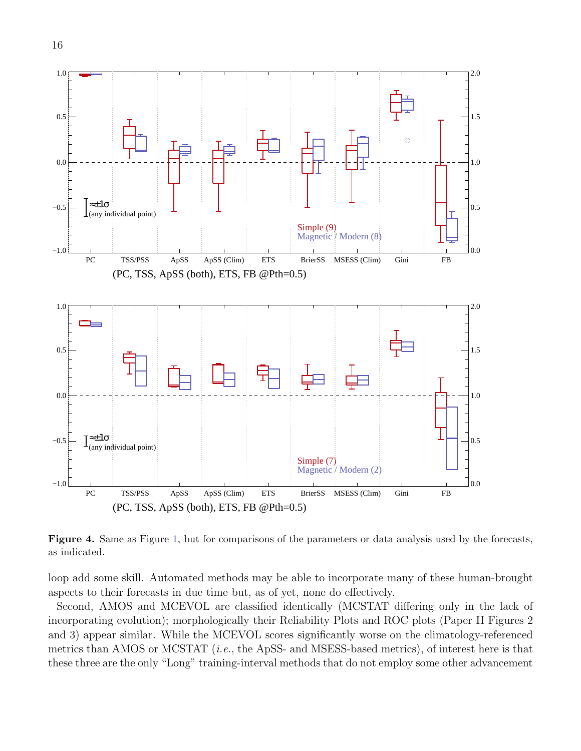**Figure 4.** Same as Figure 1, but for comparisons of the parameters or data analysis used by the forecasts, as indicated.

loop add some skill. Automated methods may be able to incorporate many of these human-brought aspects to their forecasts in due time but, as of yet, none do effectively.

Second, AMOS and MCEVOL are classified identically (MCSTAT differing only in the lack of incorporating evolution); morphologically their Reliability Plots and ROC plots (Paper II Figures 2 and 3) appear similar. While the MCEVOL scores significantly worse on the climatology-referenced metrics than AMOS or MCSTAT (*i.e.*, the ApSS- and MSESS-based metrics), of interest here is that these three are the only "Long" training-interval methods that do not employ some other advancement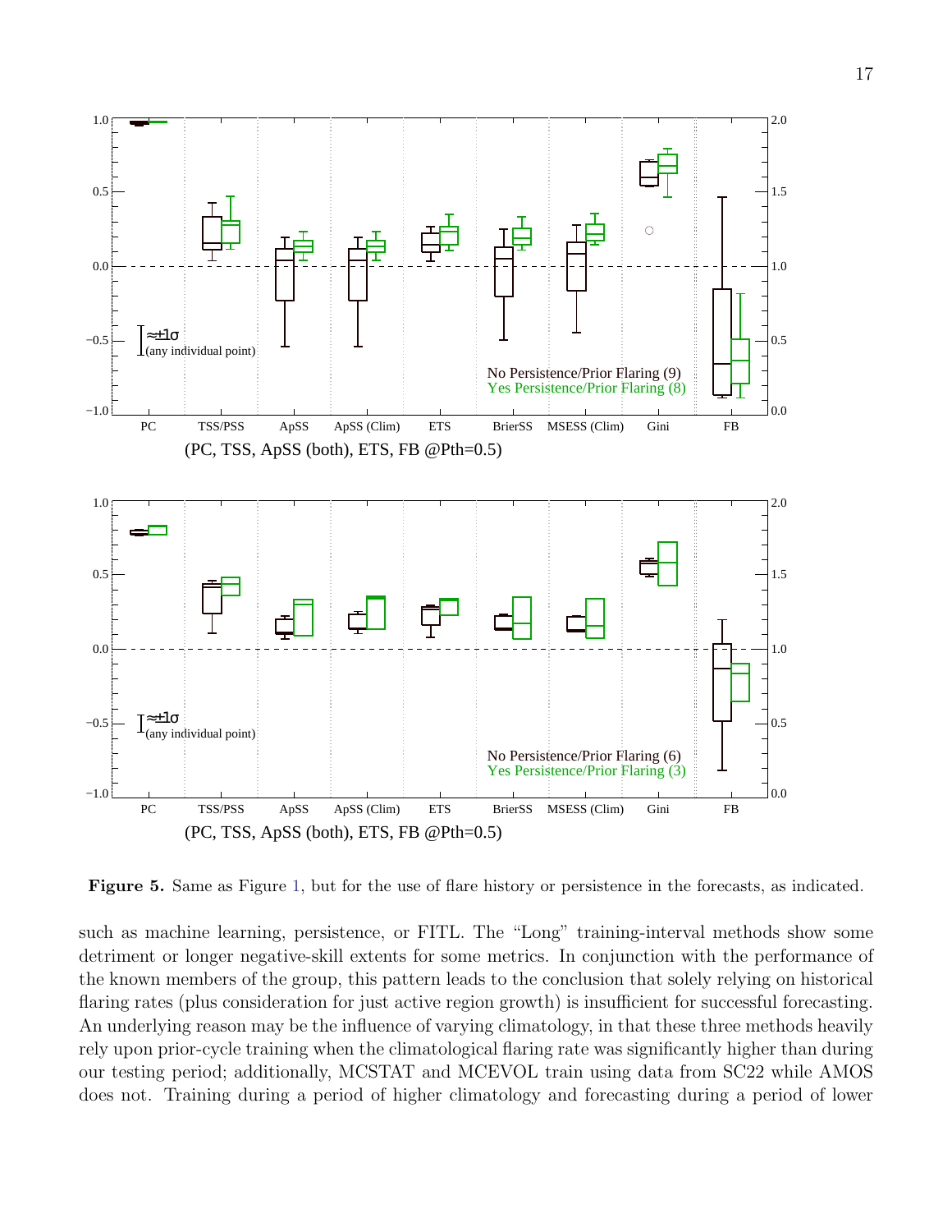**Figure 5.** Same as Figure 1, but for the use of flare history or persistence in the forecasts, as indicated.

such as machine learning, persistence, or FITL. The "Long" training-interval methods show some detriment or longer negative-skill extents for some metrics. In conjunction with the performance of the known members of the group, this pattern leads to the conclusion that solely relying on historical flaring rates (plus consideration for just active region growth) is insufficient for successful forecasting. An underlying reason may be the influence of varying climatology, in that these three methods heavily rely upon prior-cycle training when the climatological flaring rate was significantly higher than during our testing period; additionally, MCSTAT and MCEVOL train using data from SC22 while AMOS does not. Training during a period of higher climatology and forecasting during a period of lower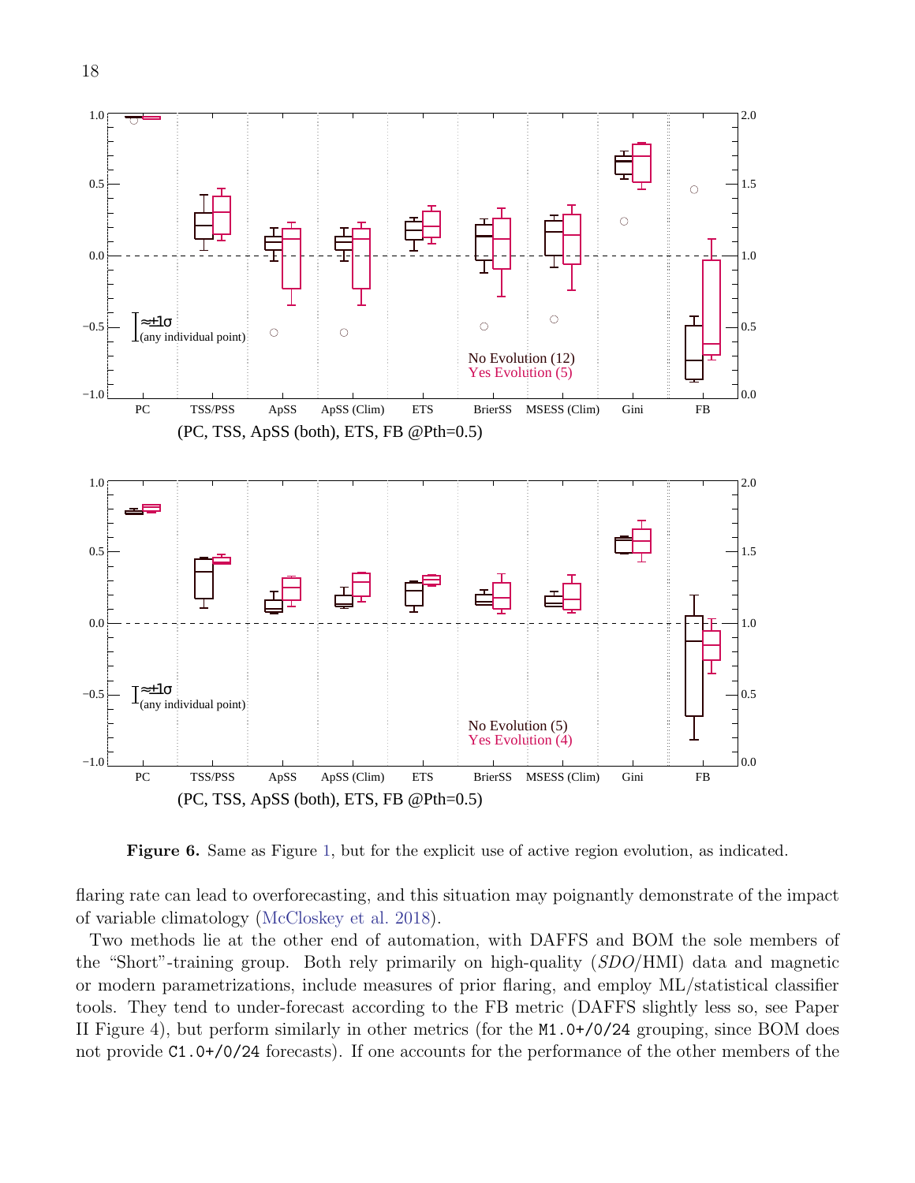**Figure 6.** Same as Figure 1, but for the explicit use of active region evolution, as indicated.

flaring rate can lead to overforecasting, and this situation may poignantly demonstrate of the impact of variable climatology (McCloskey et al. 2018).

Two methods lie at the other end of automation, with DAFFS and BOM the sole members of the "Short"-training group. Both rely primarily on high-quality (*SDO*/HMI) data and magnetic or modern parametrizations, include measures of prior flaring, and employ ML/statistical classifier tools. They tend to under-forecast according to the FB metric (DAFFS slightly less so, see Paper II Figure 4), but perform similarly in other metrics (for the `M1.0+/0/24` grouping, since BOM does not provide `C1.0+/0/24` forecasts). If one accounts for the performance of the other members of the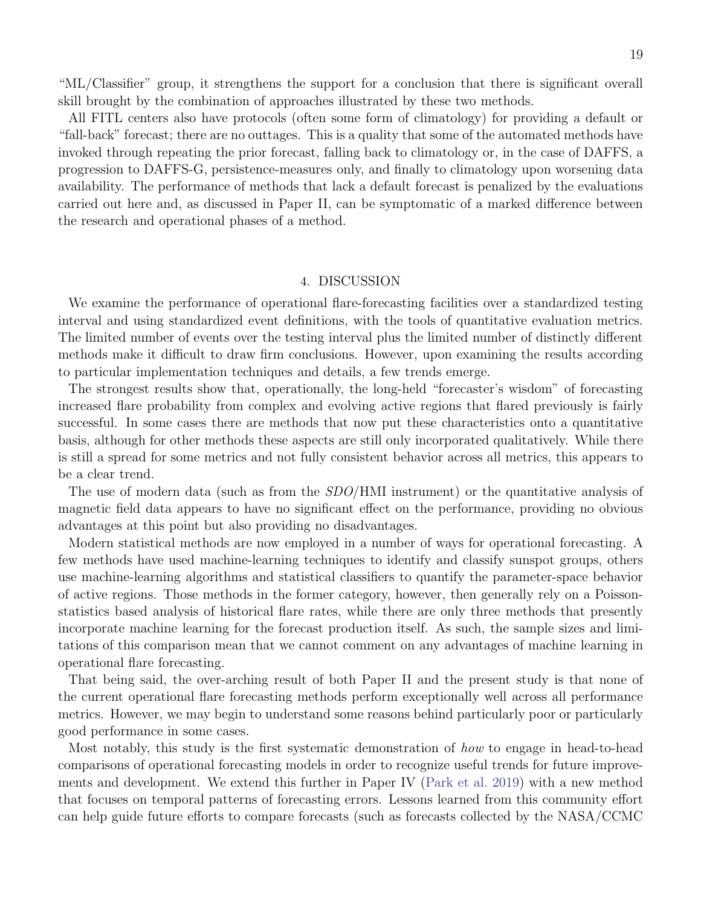"ML/Classifier" group, it strengthens the support for a conclusion that there is significant overall skill brought by the combination of approaches illustrated by these two methods.

All FITL centers also have protocols (often some form of climatology) for providing a default or "fall-back" forecast; there are no outtages. This is a quality that some of the automated methods have invoked through repeating the prior forecast, falling back to climatology or, in the case of DAFFS, a progression to DAFFS-G, persistence-measures only, and finally to climatology upon worsening data availability. The performance of methods that lack a default forecast is penalized by the evaluations carried out here and, as discussed in Paper II, can be symptomatic of a marked difference between the research and operational phases of a method.

## 4. DISCUSSION

We examine the performance of operational flare-forecasting facilities over a standardized testing interval and using standardized event definitions, with the tools of quantitative evaluation metrics. The limited number of events over the testing interval plus the limited number of distinctly different methods make it difficult to draw firm conclusions. However, upon examining the results according to particular implementation techniques and details, a few trends emerge.

The strongest results show that, operationally, the long-held "forecaster's wisdom" of forecasting increased flare probability from complex and evolving active regions that flared previously is fairly successful. In some cases there are methods that now put these characteristics onto a quantitative basis, although for other methods these aspects are still only incorporated qualitatively. While there is still a spread for some metrics and not fully consistent behavior across all metrics, this appears to be a clear trend.

The use of modern data (such as from the *SDO*/HMI instrument) or the quantitative analysis of magnetic field data appears to have no significant effect on the performance, providing no obvious advantages at this point but also providing no disadvantages.

Modern statistical methods are now employed in a number of ways for operational forecasting. A few methods have used machine-learning techniques to identify and classify sunspot groups, others use machine-learning algorithms and statistical classifiers to quantify the parameter-space behavior of active regions. Those methods in the former category, however, then generally rely on a Poisson-statistics based analysis of historical flare rates, while there are only three methods that presently incorporate machine learning for the forecast production itself. As such, the sample sizes and limitations of this comparison mean that we cannot comment on any advantages of machine learning in operational flare forecasting.

That being said, the over-arching result of both Paper II and the present study is that none of the current operational flare forecasting methods perform exceptionally well across all performance metrics. However, we may begin to understand some reasons behind particularly poor or particularly good performance in some cases.

Most notably, this study is the first systematic demonstration of *how* to engage in head-to-head comparisons of operational forecasting models in order to recognize useful trends for future improvements and development. We extend this further in Paper IV (Park et al. 2019) with a new method that focuses on temporal patterns of forecasting errors. Lessons learned from this community effort can help guide future efforts to compare forecasts (such as forecasts collected by the NASA/CCMC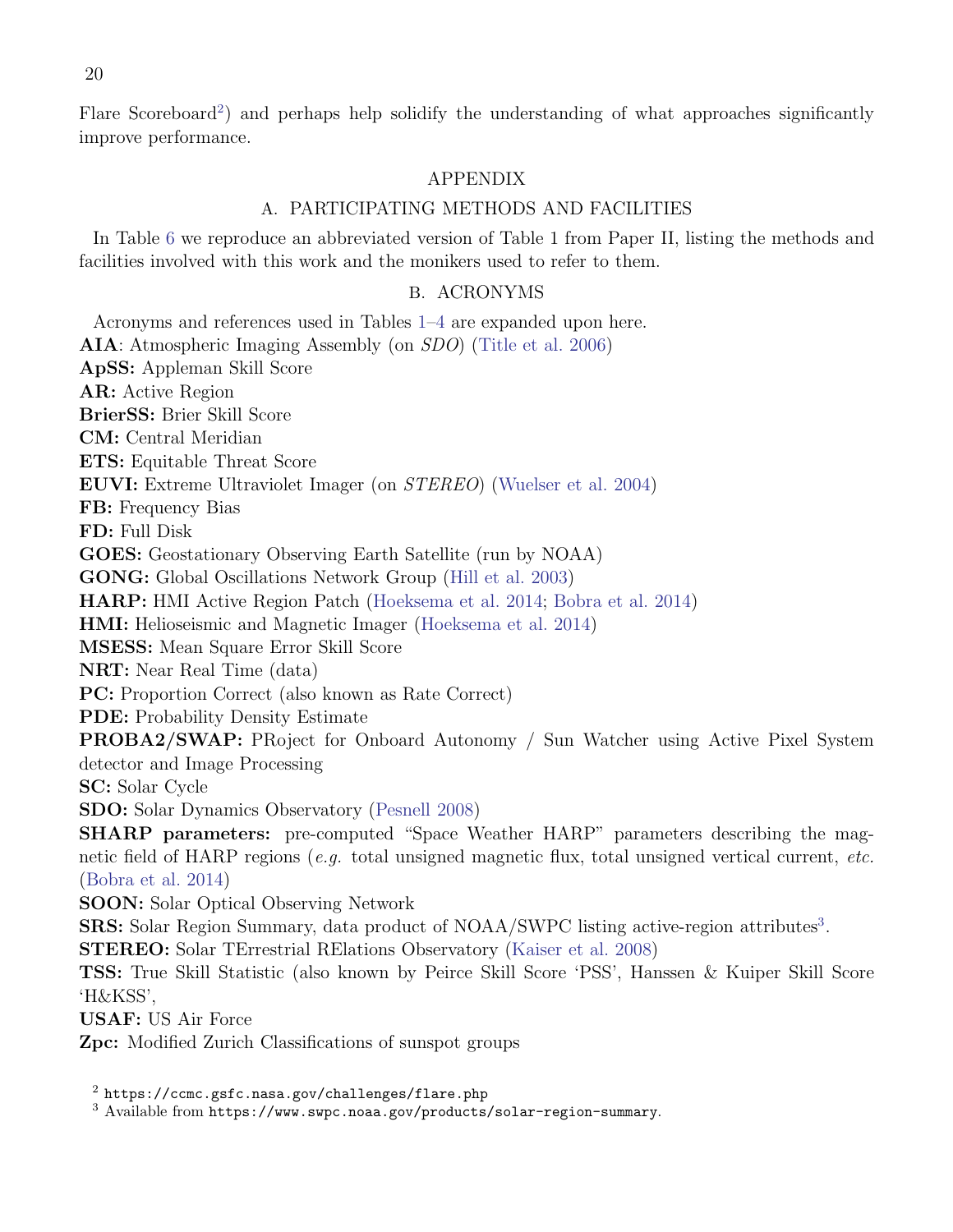Flare Scoreboard[2]) and perhaps help solidify the understanding of what approaches significantly improve performance.

# APPENDIX

## A. PARTICIPATING METHODS AND FACILITIES

In Table 6 we reproduce an abbreviated version of Table 1 from Paper II, listing the methods and facilities involved with this work and the monikers used to refer to them.

## B. ACRONYMS

Acronyms and references used in Tables 1–4 are expanded upon here.

**AIA**: Atmospheric Imaging Assembly (on *SDO*) (Title et al. 2006)
**ApSS:** Appleman Skill Score
**AR:** Active Region
**BrierSS:** Brier Skill Score
**CM:** Central Meridian
**ETS:** Equitable Threat Score
**EUVI:** Extreme Ultraviolet Imager (on *STEREO*) (Wuelser et al. 2004)
**FB:** Frequency Bias
**FD:** Full Disk
**GOES:** Geostationary Observing Earth Satellite (run by NOAA)
**GONG:** Global Oscillations Network Group (Hill et al. 2003)
**HARP:** HMI Active Region Patch (Hoeksema et al. 2014; Bobra et al. 2014)
**HMI:** Helioseismic and Magnetic Imager (Hoeksema et al. 2014)
**MSESS:** Mean Square Error Skill Score
**NRT:** Near Real Time (data)
**PC:** Proportion Correct (also known as Rate Correct)
**PDE:** Probability Density Estimate
**PROBA2/SWAP:** PRoject for Onboard Autonomy / Sun Watcher using Active Pixel System detector and Image Processing
**SC:** Solar Cycle
**SDO:** Solar Dynamics Observatory (Pesnell 2008)
**SHARP parameters:** pre-computed "Space Weather HARP" parameters describing the magnetic field of HARP regions (*e.g.* total unsigned magnetic flux, total unsigned vertical current, *etc.* (Bobra et al. 2014)
**SOON:** Solar Optical Observing Network
**SRS:** Solar Region Summary, data product of NOAA/SWPC listing active-region attributes[3].
**STEREO:** Solar TErrestrial RElations Observatory (Kaiser et al. 2008)
**TSS:** True Skill Statistic (also known by Peirce Skill Score 'PSS', Hanssen & Kuiper Skill Score 'H&KSS',
**USAF:** US Air Force
**Zpc:** Modified Zurich Classifications of sunspot groups

---

[2] https://ccmc.gsfc.nasa.gov/challenges/flare.php
[3] Available from https://www.swpc.noaa.gov/products/solar-region-summary.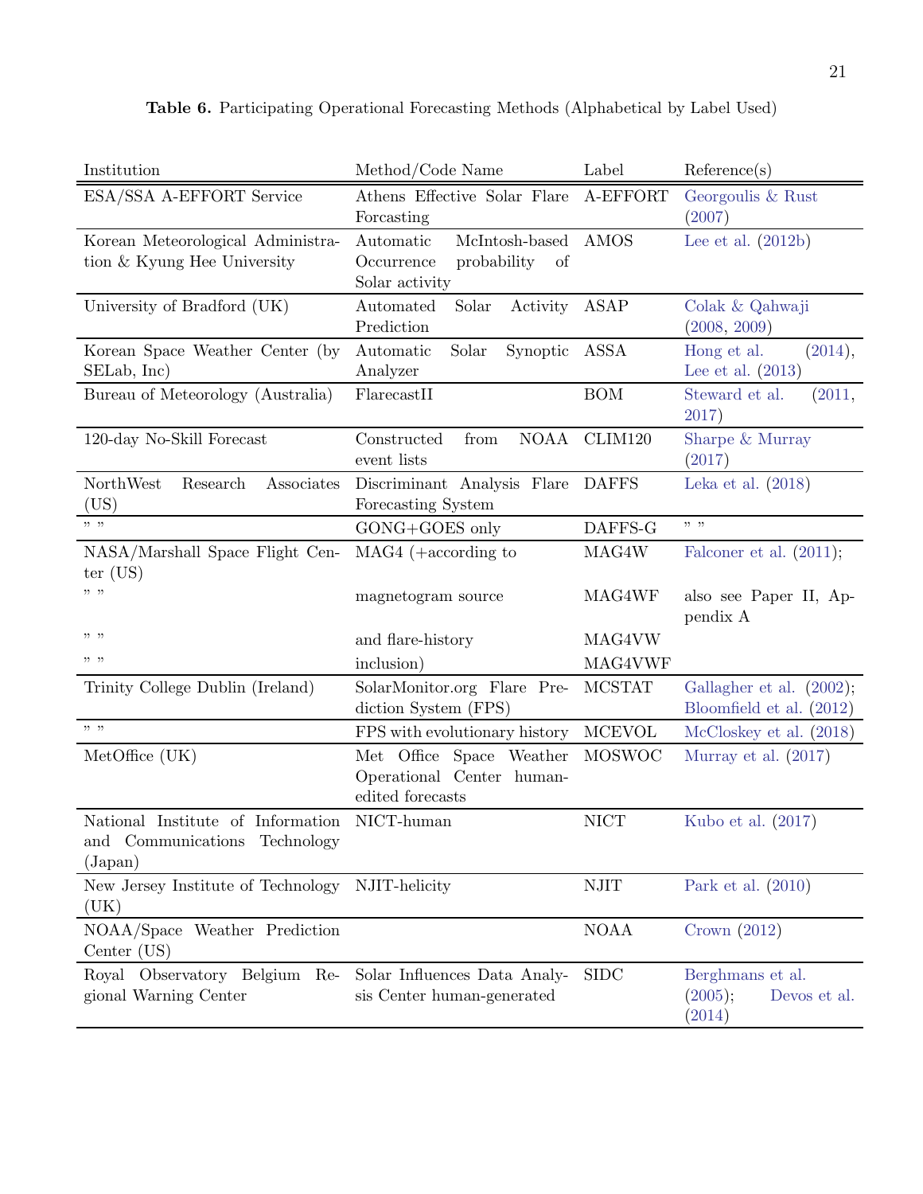**Table 6.** Participating Operational Forecasting Methods (Alphabetical by Label Used)

| Institution | Method/Code Name | Label | Reference(s) |
|---|---|---|---|
| ESA/SSA A-EFFORT Service | Athens Effective Solar Flare Forcasting | A-EFFORT | Georgoulis & Rust (2007) |
| Korean Meteorological Administration & Kyung Hee University | Automatic McIntosh-based Occurrence probability of Solar activity | AMOS | Lee et al. (2012b) |
| University of Bradford (UK) | Automated Solar Activity Prediction | ASAP | Colak & Qahwaji (2008, 2009) |
| Korean Space Weather Center (by SELab, Inc) | Automatic Solar Synoptic Analyzer | ASSA | Hong et al. (2014), Lee et al. (2013) |
| Bureau of Meteorology (Australia) | FlarecastII | BOM | Steward et al. (2011, 2017) |
| 120-day No-Skill Forecast | Constructed from NOAA event lists | CLIM120 | Sharpe & Murray (2017) |
| NorthWest Research Associates (US) | Discriminant Analysis Flare Forecasting System | DAFFS | Leka et al. (2018) |
| " " | GONG+GOES only | DAFFS-G | " " |
| NASA/Marshall Space Flight Center (US) | MAG4 (+according to | MAG4W | Falconer et al. (2011); |
| " " | magnetogram source | MAG4WF | also see Paper II, Appendix A |
| " " | and flare-history | MAG4VW | |
| " " | inclusion) | MAG4VWF | |
| Trinity College Dublin (Ireland) | SolarMonitor.org Flare Prediction System (FPS) | MCSTAT | Gallagher et al. (2002); Bloomfield et al. (2012) |
| " " | FPS with evolutionary history | MCEVOL | McCloskey et al. (2018) |
| MetOffice (UK) | Met Office Space Weather Operational Center human-edited forecasts | MOSWOC | Murray et al. (2017) |
| National Institute of Information and Communications Technology (Japan) | NICT-human | NICT | Kubo et al. (2017) |
| New Jersey Institute of Technology (UK) | NJIT-helicity | NJIT | Park et al. (2010) |
| NOAA/Space Weather Prediction Center (US) | | NOAA | Crown (2012) |
| Royal Observatory Belgium Regional Warning Center | Solar Influences Data Analysis Center human-generated | SIDC | Berghmans et al. (2005); Devos et al. (2014) |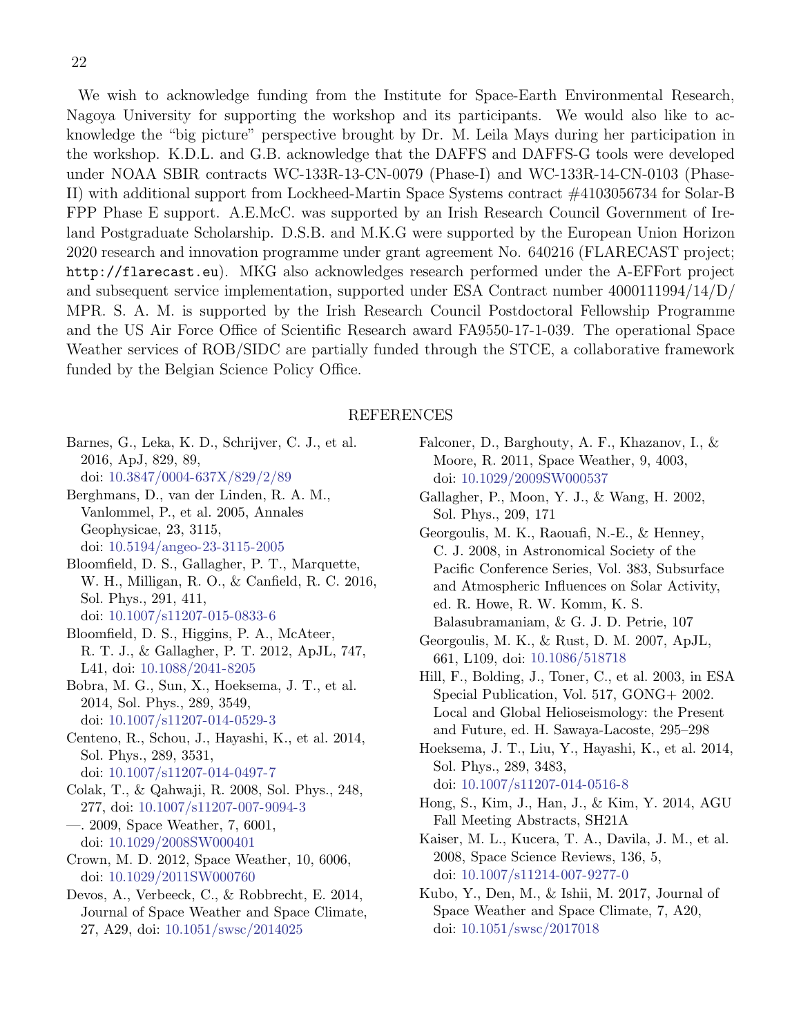We wish to acknowledge funding from the Institute for Space-Earth Environmental Research, Nagoya University for supporting the workshop and its participants. We would also like to acknowledge the "big picture" perspective brought by Dr. M. Leila Mays during her participation in the workshop. K.D.L. and G.B. acknowledge that the DAFFS and DAFFS-G tools were developed under NOAA SBIR contracts WC-133R-13-CN-0079 (Phase-I) and WC-133R-14-CN-0103 (Phase-II) with additional support from Lockheed-Martin Space Systems contract #4103056734 for Solar-B FPP Phase E support. A.E.McC. was supported by an Irish Research Council Government of Ireland Postgraduate Scholarship. D.S.B. and M.K.G were supported by the European Union Horizon 2020 research and innovation programme under grant agreement No. 640216 (FLARECAST project; `http://flarecast.eu`). MKG also acknowledges research performed under the A-EFFort project and subsequent service implementation, supported under ESA Contract number 4000111994/14/D/MPR. S. A. M. is supported by the Irish Research Council Postdoctoral Fellowship Programme and the US Air Force Office of Scientific Research award FA9550-17-1-039. The operational Space Weather services of ROB/SIDC are partially funded through the STCE, a collaborative framework funded by the Belgian Science Policy Office.

## REFERENCES

Barnes, G., Leka, K. D., Schrijver, C. J., et al. 2016, ApJ, 829, 89, doi: 10.3847/0004-637X/829/2/89

Berghmans, D., van der Linden, R. A. M., Vanlommel, P., et al. 2005, Annales Geophysicae, 23, 3115, doi: 10.5194/angeo-23-3115-2005

Bloomfield, D. S., Gallagher, P. T., Marquette, W. H., Milligan, R. O., & Canfield, R. C. 2016, Sol. Phys., 291, 411, doi: 10.1007/s11207-015-0833-6

Bloomfield, D. S., Higgins, P. A., McAteer, R. T. J., & Gallagher, P. T. 2012, ApJL, 747, L41, doi: 10.1088/2041-8205

Bobra, M. G., Sun, X., Hoeksema, J. T., et al. 2014, Sol. Phys., 289, 3549, doi: 10.1007/s11207-014-0529-3

Centeno, R., Schou, J., Hayashi, K., et al. 2014, Sol. Phys., 289, 3531, doi: 10.1007/s11207-014-0497-7

Colak, T., & Qahwaji, R. 2008, Sol. Phys., 248, 277, doi: 10.1007/s11207-007-9094-3

—. 2009, Space Weather, 7, 6001, doi: 10.1029/2008SW000401

Crown, M. D. 2012, Space Weather, 10, 6006, doi: 10.1029/2011SW000760

Devos, A., Verbeeck, C., & Robbrecht, E. 2014, Journal of Space Weather and Space Climate, 27, A29, doi: 10.1051/swsc/2014025

Falconer, D., Barghouty, A. F., Khazanov, I., & Moore, R. 2011, Space Weather, 9, 4003, doi: 10.1029/2009SW000537

Gallagher, P., Moon, Y. J., & Wang, H. 2002, Sol. Phys., 209, 171

Georgoulis, M. K., Raouafi, N.-E., & Henney, C. J. 2008, in Astronomical Society of the Pacific Conference Series, Vol. 383, Subsurface and Atmospheric Influences on Solar Activity, ed. R. Howe, R. W. Komm, K. S. Balasubramaniam, & G. J. D. Petrie, 107

Georgoulis, M. K., & Rust, D. M. 2007, ApJL, 661, L109, doi: 10.1086/518718

Hill, F., Bolding, J., Toner, C., et al. 2003, in ESA Special Publication, Vol. 517, GONG+ 2002. Local and Global Helioseismology: the Present and Future, ed. H. Sawaya-Lacoste, 295–298

Hoeksema, J. T., Liu, Y., Hayashi, K., et al. 2014, Sol. Phys., 289, 3483, doi: 10.1007/s11207-014-0516-8

Hong, S., Kim, J., Han, J., & Kim, Y. 2014, AGU Fall Meeting Abstracts, SH21A

Kaiser, M. L., Kucera, T. A., Davila, J. M., et al. 2008, Space Science Reviews, 136, 5, doi: 10.1007/s11214-007-9277-0

Kubo, Y., Den, M., & Ishii, M. 2017, Journal of Space Weather and Space Climate, 7, A20, doi: 10.1051/swsc/2017018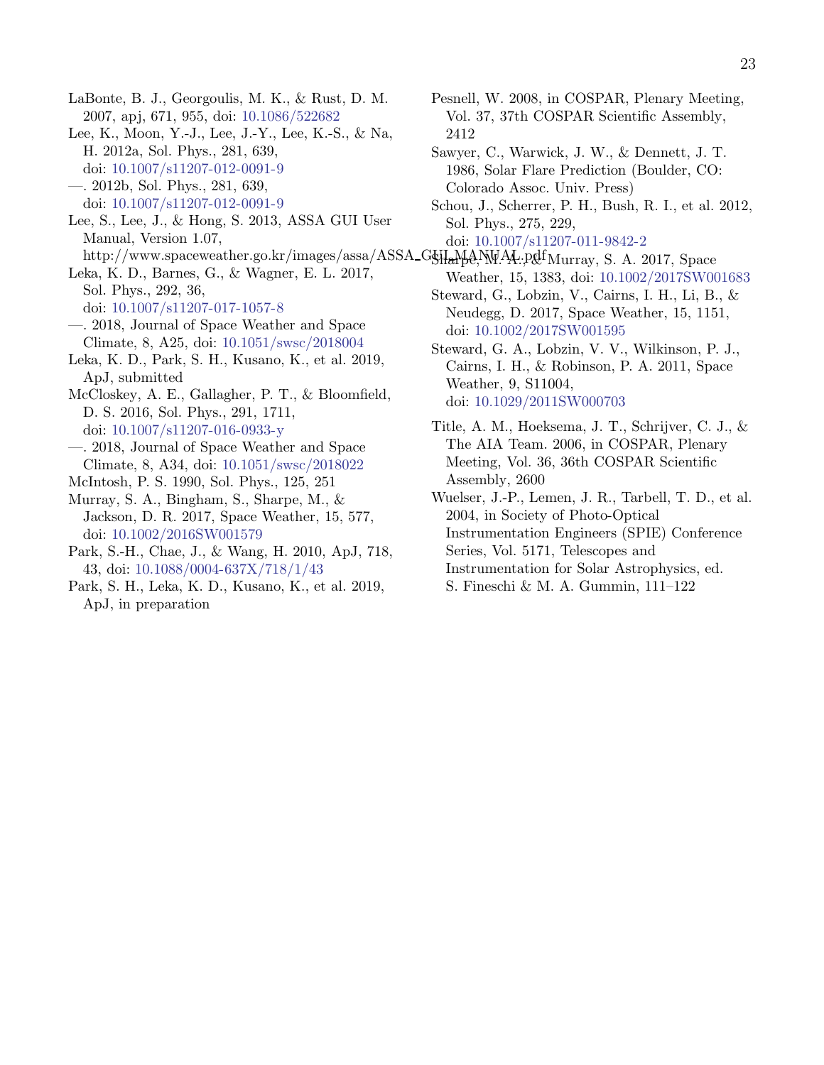LaBonte, B. J., Georgoulis, M. K., & Rust, D. M. 2007, apj, 671, 955, doi: 10.1086/522682

Lee, K., Moon, Y.-J., Lee, J.-Y., Lee, K.-S., & Na, H. 2012a, Sol. Phys., 281, 639, doi: 10.1007/s11207-012-0091-9

—. 2012b, Sol. Phys., 281, 639, doi: 10.1007/s11207-012-0091-9

Lee, S., Lee, J., & Hong, S. 2013, ASSA GUI User Manual, Version 1.07, http://www.spaceweather.go.kr/images/assa/ASSA_GUI_MANUAL.pdf

Leka, K. D., Barnes, G., & Wagner, E. L. 2017, Sol. Phys., 292, 36, doi: 10.1007/s11207-017-1057-8

—. 2018, Journal of Space Weather and Space Climate, 8, A25, doi: 10.1051/swsc/2018004

Leka, K. D., Park, S. H., Kusano, K., et al. 2019, ApJ, submitted

McCloskey, A. E., Gallagher, P. T., & Bloomfield, D. S. 2016, Sol. Phys., 291, 1711, doi: 10.1007/s11207-016-0933-y

—. 2018, Journal of Space Weather and Space Climate, 8, A34, doi: 10.1051/swsc/2018022

McIntosh, P. S. 1990, Sol. Phys., 125, 251

Murray, S. A., Bingham, S., Sharpe, M., & Jackson, D. R. 2017, Space Weather, 15, 577, doi: 10.1002/2016SW001579

Park, S.-H., Chae, J., & Wang, H. 2010, ApJ, 718, 43, doi: 10.1088/0004-637X/718/1/43

Park, S. H., Leka, K. D., Kusano, K., et al. 2019, ApJ, in preparation

Pesnell, W. 2008, in COSPAR, Plenary Meeting, Vol. 37, 37th COSPAR Scientific Assembly, 2412

Sawyer, C., Warwick, J. W., & Dennett, J. T. 1986, Solar Flare Prediction (Boulder, CO: Colorado Assoc. Univ. Press)

Schou, J., Scherrer, P. H., Bush, R. I., et al. 2012, Sol. Phys., 275, 229, doi: 10.1007/s11207-011-9842-2

Sharpe, M. A., & Murray, S. A. 2017, Space Weather, 15, 1383, doi: 10.1002/2017SW001683

Steward, G., Lobzin, V., Cairns, I. H., Li, B., & Neudegg, D. 2017, Space Weather, 15, 1151, doi: 10.1002/2017SW001595

Steward, G. A., Lobzin, V. V., Wilkinson, P. J., Cairns, I. H., & Robinson, P. A. 2011, Space Weather, 9, S11004, doi: 10.1029/2011SW000703

Title, A. M., Hoeksema, J. T., Schrijver, C. J., & The AIA Team. 2006, in COSPAR, Plenary Meeting, Vol. 36, 36th COSPAR Scientific Assembly, 2600

Wuelser, J.-P., Lemen, J. R., Tarbell, T. D., et al. 2004, in Society of Photo-Optical Instrumentation Engineers (SPIE) Conference Series, Vol. 5171, Telescopes and Instrumentation for Solar Astrophysics, ed. S. Fineschi & M. A. Gummin, 111–122